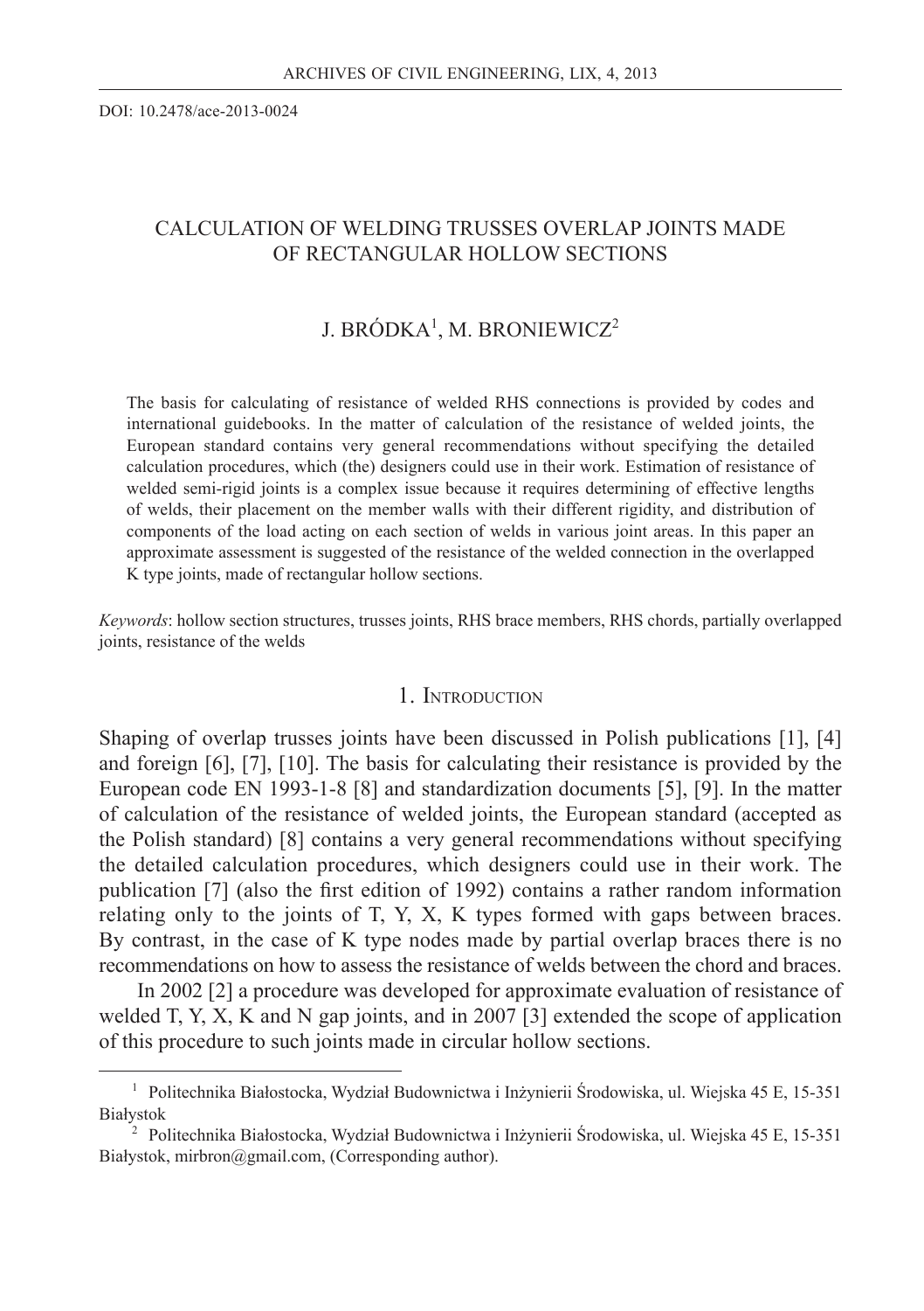DOI: 10.2478/ace-2013-0024

# CALCULATION OF WELDING TRUSSES OVERLAP JOINTS MADE OF RECTANGULAR HOLLOW SECTIONS

J. BRÓDKA[1], M. BRONIEWICZ[2]

The basis for calculating of resistance of welded RHS connections is provided by codes and international guidebooks. In the matter of calculation of the resistance of welded joints, the European standard contains very general recommendations without specifying the detailed calculation procedures, which (the) designers could use in their work. Estimation of resistance of welded semi-rigid joints is a complex issue because it requires determining of effective lengths of welds, their placement on the member walls with their different rigidity, and distribution of components of the load acting on each section of welds in various joint areas. In this paper an approximate assessment is suggested of the resistance of the welded connection in the overlapped K type joints, made of rectangular hollow sections.

*Keywords*: hollow section structures, trusses joints, RHS brace members, RHS chords, partially overlapped joints, resistance of the welds

## 1. Introduction

Shaping of overlap trusses joints have been discussed in Polish publications [1], [4] and foreign [6], [7], [10]. The basis for calculating their resistance is provided by the European code EN 1993-1-8 [8] and standardization documents [5], [9]. In the matter of calculation of the resistance of welded joints, the European standard (accepted as the Polish standard) [8] contains a very general recommendations without specifying the detailed calculation procedures, which designers could use in their work. The publication [7] (also the first edition of 1992) contains a rather random information relating only to the joints of T, Y, X, K types formed with gaps between braces. By contrast, in the case of K type nodes made by partial overlap braces there is no recommendations on how to assess the resistance of welds between the chord and braces.

In 2002 [2] a procedure was developed for approximate evaluation of resistance of welded T, Y, X, K and N gap joints, and in 2007 [3] extended the scope of application of this procedure to such joints made in circular hollow sections.

[1] Politechnika Białostocka, Wydział Budownictwa i Inżynierii Środowiska, ul. Wiejska 45 E, 15-351 Białystok

[2] Politechnika Białostocka, Wydział Budownictwa i Inżynierii Środowiska, ul. Wiejska 45 E, 15-351 Białystok, mirbron@gmail.com, (Corresponding author).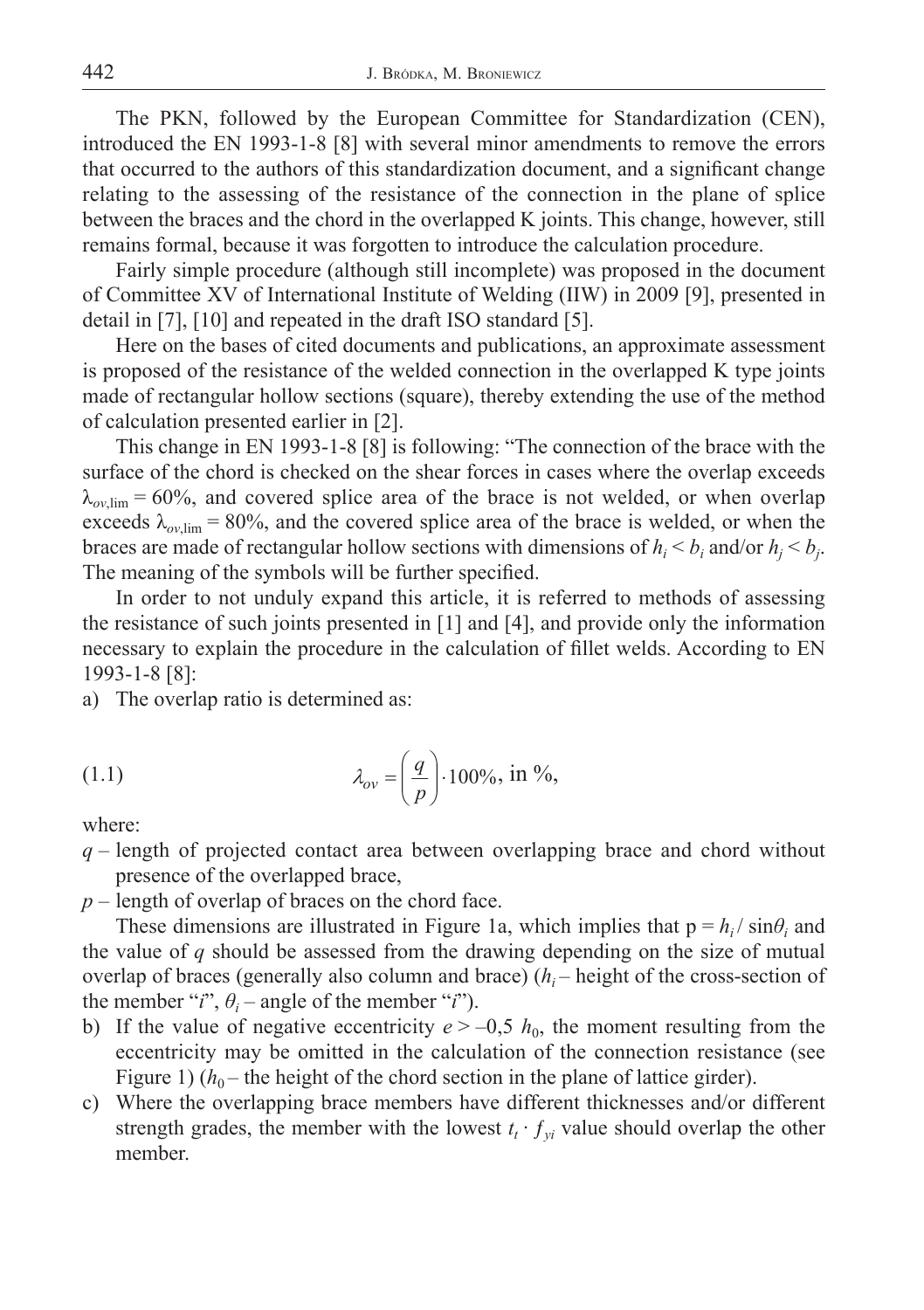The PKN, followed by the European Committee for Standardization (CEN), introduced the EN 1993-1-8 [8] with several minor amendments to remove the errors that occurred to the authors of this standardization document, and a significant change relating to the assessing of the resistance of the connection in the plane of splice between the braces and the chord in the overlapped K joints. This change, however, still remains formal, because it was forgotten to introduce the calculation procedure.

Fairly simple procedure (although still incomplete) was proposed in the document of Committee XV of International Institute of Welding (IIW) in 2009 [9], presented in detail in [7], [10] and repeated in the draft ISO standard [5].

Here on the bases of cited documents and publications, an approximate assessment is proposed of the resistance of the welded connection in the overlapped K type joints made of rectangular hollow sections (square), thereby extending the use of the method of calculation presented earlier in [2].

This change in EN 1993-1-8 [8] is following: "The connection of the brace with the surface of the chord is checked on the shear forces in cases where the overlap exceeds $\lambda_{ov,\lim} = 60\%$, and covered splice area of the brace is not welded, or when overlap exceeds $\lambda_{ov,\lim} = 80\%$, and the covered splice area of the brace is welded, or when the braces are made of rectangular hollow sections with dimensions of $h_i < b_i$ and/or $h_j < b_j$. The meaning of the symbols will be further specified.

In order to not unduly expand this article, it is referred to methods of assessing the resistance of such joints presented in [1] and [4], and provide only the information necessary to explain the procedure in the calculation of fillet welds. According to EN 1993-1-8 [8]:

a) The overlap ratio is determined as:

$$\lambda_{ov} = \left(\frac{q}{p}\right) \cdot 100\%, \text{ in } \%, \tag{1.1}$$

where:

$q$ – length of projected contact area between overlapping brace and chord without presence of the overlapped brace,

$p$ – length of overlap of braces on the chord face.

These dimensions are illustrated in Figure 1a, which implies that $p = h_i / \sin\theta_i$ and the value of $q$ should be assessed from the drawing depending on the size of mutual overlap of braces (generally also column and brace) ($h_i$ – height of the cross-section of the member "$i$", $\theta_i$ – angle of the member "$i$").

b) If the value of negative eccentricity $e > -0{,}5\ h_0$, the moment resulting from the eccentricity may be omitted in the calculation of the connection resistance (see Figure 1) ($h_0$ – the height of the chord section in the plane of lattice girder).

c) Where the overlapping brace members have different thicknesses and/or different strength grades, the member with the lowest $t_t \cdot f_{yi}$ value should overlap the other member.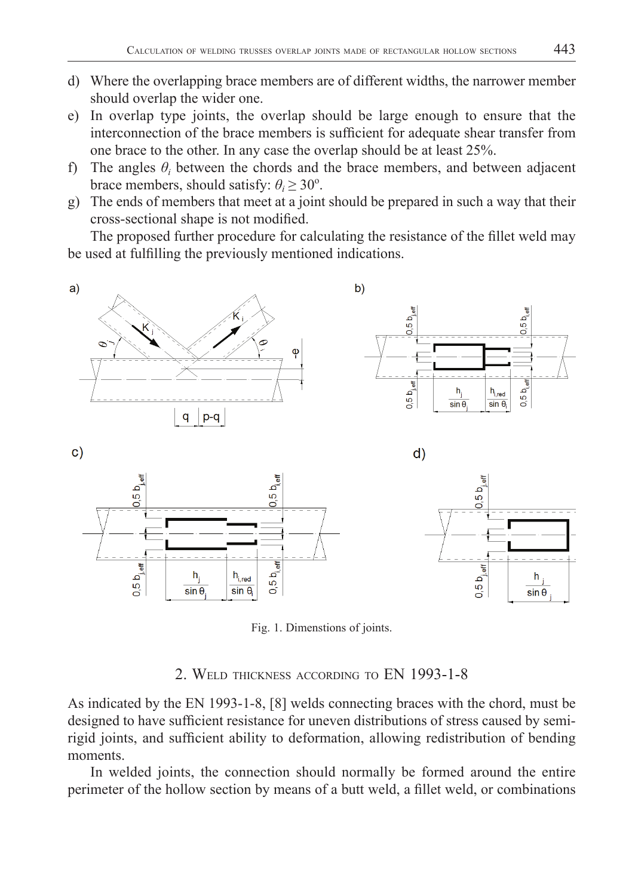d) Where the overlapping brace members are of different widths, the narrower member should overlap the wider one.
e) In overlap type joints, the overlap should be large enough to ensure that the interconnection of the brace members is sufficient for adequate shear transfer from one brace to the other. In any case the overlap should be at least 25%.
f) The angles $\theta_i$ between the chords and the brace members, and between adjacent brace members, should satisfy: $\theta_i \geq 30^o$.
g) The ends of members that meet at a joint should be prepared in such a way that their cross-sectional shape is not modified.

The proposed further procedure for calculating the resistance of the fillet weld may be used at fulfilling the previously mentioned indications.

Fig. 1. Dimenstions of joints.

## 2. Weld thickness according to EN 1993-1-8

As indicated by the EN 1993-1-8, [8] welds connecting braces with the chord, must be designed to have sufficient resistance for uneven distributions of stress caused by semi-rigid joints, and sufficient ability to deformation, allowing redistribution of bending moments.

In welded joints, the connection should normally be formed around the entire perimeter of the hollow section by means of a butt weld, a fillet weld, or combinations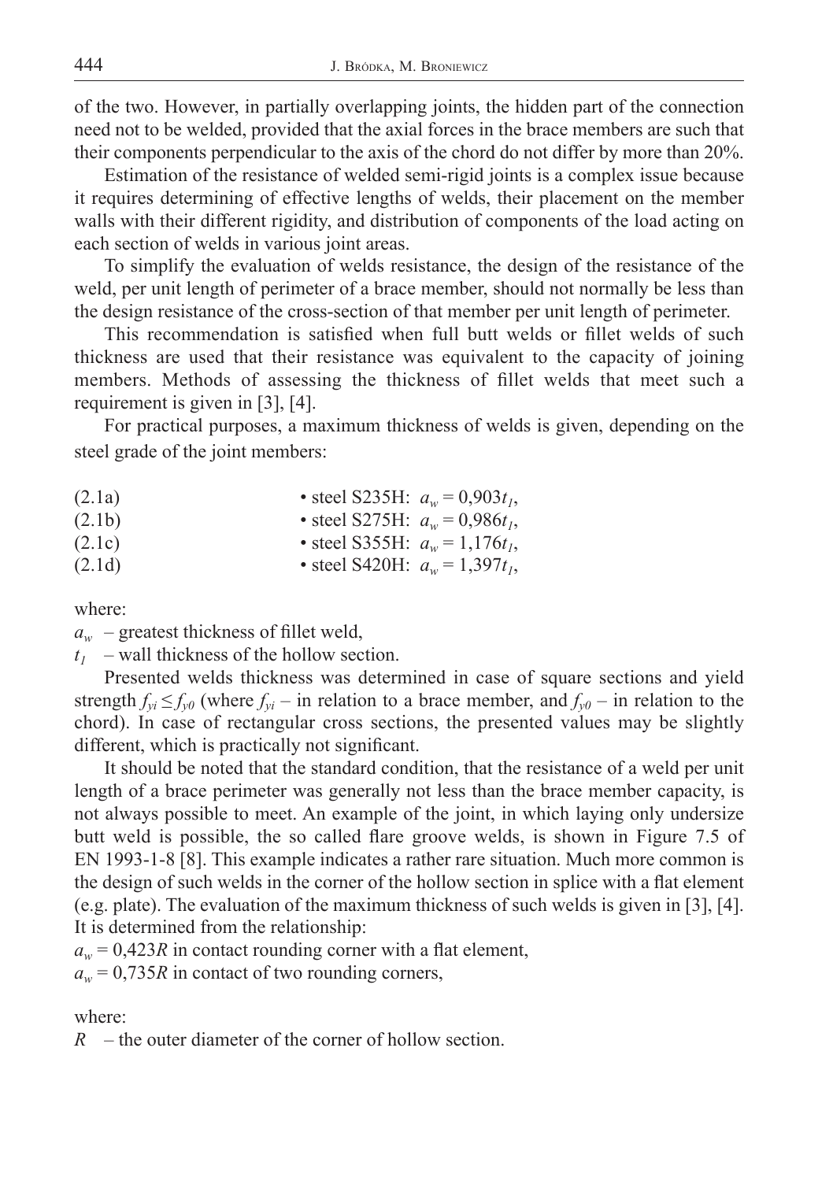of the two. However, in partially overlapping joints, the hidden part of the connection need not to be welded, provided that the axial forces in the brace members are such that their components perpendicular to the axis of the chord do not differ by more than 20%.

Estimation of the resistance of welded semi-rigid joints is a complex issue because it requires determining of effective lengths of welds, their placement on the member walls with their different rigidity, and distribution of components of the load acting on each section of welds in various joint areas.

To simplify the evaluation of welds resistance, the design of the resistance of the weld, per unit length of perimeter of a brace member, should not normally be less than the design resistance of the cross-section of that member per unit length of perimeter.

This recommendation is satisfied when full butt welds or fillet welds of such thickness are used that their resistance was equivalent to the capacity of joining members. Methods of assessing the thickness of fillet welds that meet such a requirement is given in [3], [4].

For practical purposes, a maximum thickness of welds is given, depending on the steel grade of the joint members:

(2.1a) • steel S235H: $a_w = 0{,}903t_1$,

(2.1b) • steel S275H: $a_w = 0{,}986t_1$,

(2.1c) • steel S355H: $a_w = 1{,}176t_1$,

(2.1d) • steel S420H: $a_w = 1{,}397t_1$,

where:

$a_w$ – greatest thickness of fillet weld,

$t_1$ – wall thickness of the hollow section.

Presented welds thickness was determined in case of square sections and yield strength $f_{yi} \leq f_{y0}$ (where $f_{yi}$ – in relation to a brace member, and $f_{y0}$ – in relation to the chord). In case of rectangular cross sections, the presented values may be slightly different, which is practically not significant.

It should be noted that the standard condition, that the resistance of a weld per unit length of a brace perimeter was generally not less than the brace member capacity, is not always possible to meet. An example of the joint, in which laying only undersize butt weld is possible, the so called flare groove welds, is shown in Figure 7.5 of EN 1993-1-8 [8]. This example indicates a rather rare situation. Much more common is the design of such welds in the corner of the hollow section in splice with a flat element (e.g. plate). The evaluation of the maximum thickness of such welds is given in [3], [4]. It is determined from the relationship:

$a_w = 0{,}423R$ in contact rounding corner with a flat element,

$a_w = 0{,}735R$ in contact of two rounding corners,

where:

$R$ – the outer diameter of the corner of hollow section.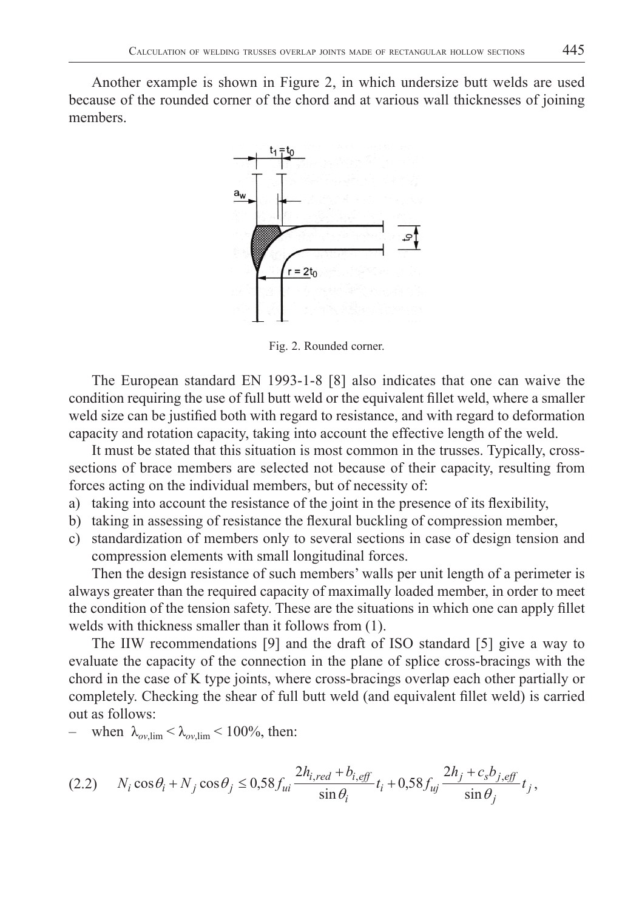Another example is shown in Figure 2, in which undersize butt welds are used because of the rounded corner of the chord and at various wall thicknesses of joining members.

Fig. 2. Rounded corner.

The European standard EN 1993-1-8 [8] also indicates that one can waive the condition requiring the use of full butt weld or the equivalent fillet weld, where a smaller weld size can be justified both with regard to resistance, and with regard to deformation capacity and rotation capacity, taking into account the effective length of the weld.

It must be stated that this situation is most common in the trusses. Typically, cross-sections of brace members are selected not because of their capacity, resulting from forces acting on the individual members, but of necessity of:

a) taking into account the resistance of the joint in the presence of its flexibility,
b) taking in assessing of resistance the flexural buckling of compression member,
c) standardization of members only to several sections in case of design tension and compression elements with small longitudinal forces.

Then the design resistance of such members' walls per unit length of a perimeter is always greater than the required capacity of maximally loaded member, in order to meet the condition of the tension safety. These are the situations in which one can apply fillet welds with thickness smaller than it follows from (1).

The IIW recommendations [9] and the draft of ISO standard [5] give a way to evaluate the capacity of the connection in the plane of splice cross-bracings with the chord in the case of K type joints, where cross-bracings overlap each other partially or completely. Checking the shear of full butt weld (and equivalent fillet weld) is carried out as follows:

– when $\lambda_{ov,\lim} < \lambda_{ov,\lim} < 100\%$, then:

$$(2.2) \qquad N_i \cos\theta_i + N_j \cos\theta_j \le 0{,}58 f_{ui} \frac{2h_{i,red} + b_{i,eff}}{\sin\theta_i} t_i + 0{,}58 f_{uj} \frac{2h_j + c_s b_{j,eff}}{\sin\theta_j} t_j ,$$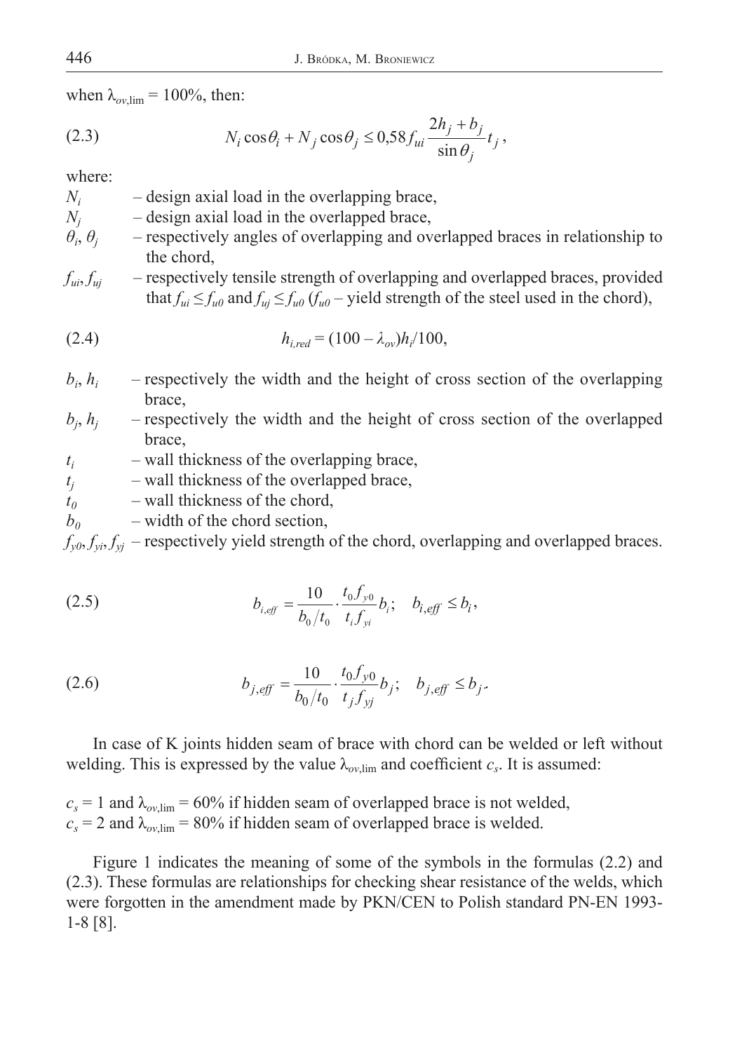when $\lambda_{ov,\lim} = 100\%$, then:

$$N_i \cos\theta_i + N_j \cos\theta_j \leq 0{,}58 f_{ui} \frac{2h_j + b_j}{\sin\theta_j} t_j, \tag{2.3}$$

where:

- $N_i$ – design axial load in the overlapping brace,
- $N_j$ – design axial load in the overlapped brace,
- $\theta_i$, $\theta_j$ – respectively angles of overlapping and overlapped braces in relationship to the chord,
- $f_{ui}, f_{uj}$ – respectively tensile strength of overlapping and overlapped braces, provided that $f_{ui} \leq f_{u0}$ and $f_{uj} \leq f_{u0}$ ($f_{u0}$ – yield strength of the steel used in the chord),

$$h_{i,red} = (100 - \lambda_{ov}) h_i / 100, \tag{2.4}$$

- $b_i$, $h_i$ – respectively the width and the height of cross section of the overlapping brace,
- $b_j$, $h_j$ – respectively the width and the height of cross section of the overlapped brace,
- $t_i$ – wall thickness of the overlapping brace,
- $t_j$ – wall thickness of the overlapped brace,
- $t_0$ – wall thickness of the chord,
- $b_0$ – width of the chord section,
- $f_{y0}, f_{yi}, f_{yj}$ – respectively yield strength of the chord, overlapping and overlapped braces.

$$b_{i,eff} = \frac{10}{b_0/t_0} \cdot \frac{t_0 f_{y0}}{t_i f_{yi}} b_i; \quad b_{i,eff} \leq b_i, \tag{2.5}$$

$$b_{j,eff} = \frac{10}{b_0/t_0} \cdot \frac{t_0 f_{y0}}{t_j f_{yj}} b_j; \quad b_{j,eff} \leq b_j. \tag{2.6}$$

In case of K joints hidden seam of brace with chord can be welded or left without welding. This is expressed by the value $\lambda_{ov,\lim}$ and coefficient $c_s$. It is assumed:

$c_s = 1$ and $\lambda_{ov,\lim} = 60\%$ if hidden seam of overlapped brace is not welded,
$c_s = 2$ and $\lambda_{ov,\lim} = 80\%$ if hidden seam of overlapped brace is welded.

Figure 1 indicates the meaning of some of the symbols in the formulas (2.2) and (2.3). These formulas are relationships for checking shear resistance of the welds, which were forgotten in the amendment made by PKN/CEN to Polish standard PN-EN 1993-1-8 [8].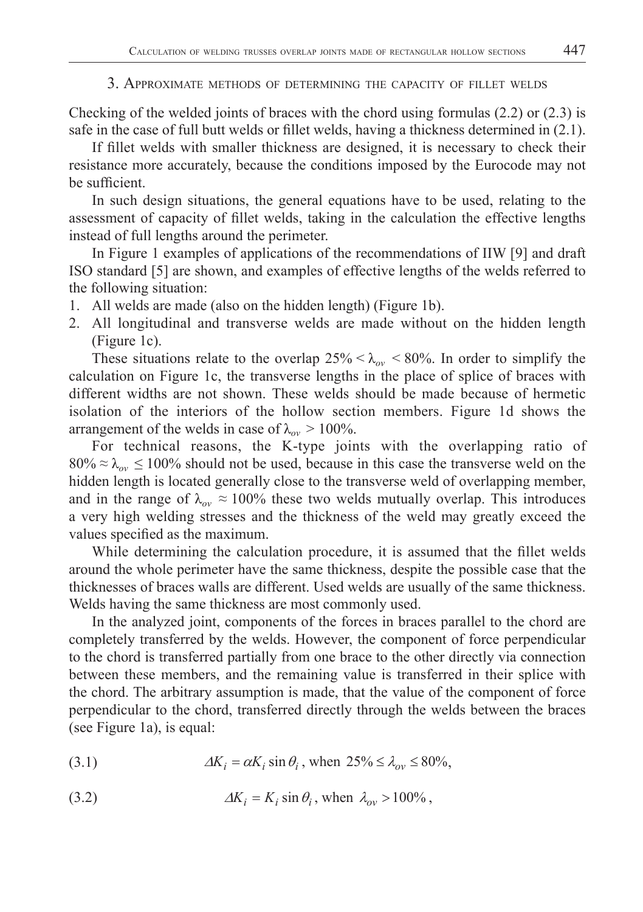## 3. Approximate methods of determining the capacity of fillet welds

Checking of the welded joints of braces with the chord using formulas (2.2) or (2.3) is safe in the case of full butt welds or fillet welds, having a thickness determined in (2.1).

If fillet welds with smaller thickness are designed, it is necessary to check their resistance more accurately, because the conditions imposed by the Eurocode may not be sufficient.

In such design situations, the general equations have to be used, relating to the assessment of capacity of fillet welds, taking in the calculation the effective lengths instead of full lengths around the perimeter.

In Figure 1 examples of applications of the recommendations of IIW [9] and draft ISO standard [5] are shown, and examples of effective lengths of the welds referred to the following situation:

1. All welds are made (also on the hidden length) (Figure 1b).
2. All longitudinal and transverse welds are made without on the hidden length (Figure 1c).

These situations relate to the overlap $25\% < \lambda_{ov} < 80\%$. In order to simplify the calculation on Figure 1c, the transverse lengths in the place of splice of braces with different widths are not shown. These welds should be made because of hermetic isolation of the interiors of the hollow section members. Figure 1d shows the arrangement of the welds in case of $\lambda_{ov} > 100\%$.

For technical reasons, the K-type joints with the overlapping ratio of $80\% \approx \lambda_{ov} \leq 100\%$ should not be used, because in this case the transverse weld on the hidden length is located generally close to the transverse weld of overlapping member, and in the range of $\lambda_{ov} \approx 100\%$ these two welds mutually overlap. This introduces a very high welding stresses and the thickness of the weld may greatly exceed the values specified as the maximum.

While determining the calculation procedure, it is assumed that the fillet welds around the whole perimeter have the same thickness, despite the possible case that the thicknesses of braces walls are different. Used welds are usually of the same thickness. Welds having the same thickness are most commonly used.

In the analyzed joint, components of the forces in braces parallel to the chord are completely transferred by the welds. However, the component of force perpendicular to the chord is transferred partially from one brace to the other directly via connection between these members, and the remaining value is transferred in their splice with the chord. The arbitrary assumption is made, that the value of the component of force perpendicular to the chord, transferred directly through the welds between the braces (see Figure 1a), is equal:

$$\Delta K_i = \alpha K_i \sin\theta_i \text{, when } 25\% \leq \lambda_{ov} \leq 80\%, \tag{3.1}$$

$$\Delta K_i = K_i \sin\theta_i \text{, when } \lambda_{ov} > 100\%, \tag{3.2}$$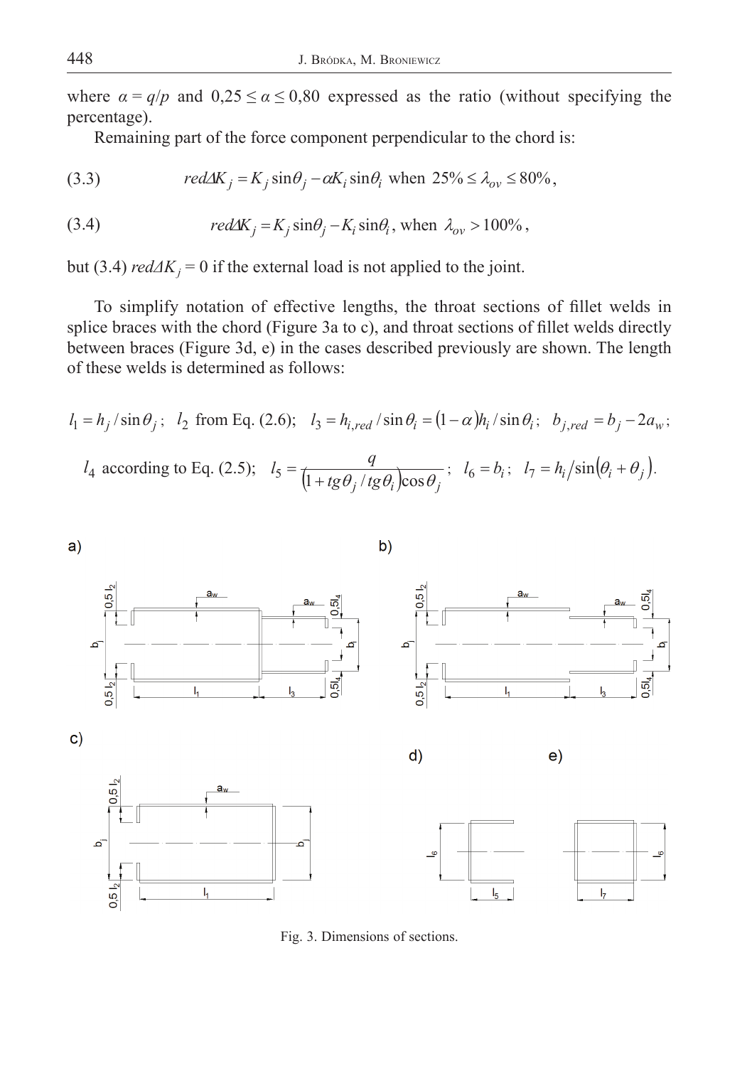where $\alpha = q/p$ and $0{,}25 \leq \alpha \leq 0{,}80$ expressed as the ratio (without specifying the percentage).

Remaining part of the force component perpendicular to the chord is:

$$red\Delta K_j = K_j \sin\theta_j - \alpha K_i \sin\theta_i \text{ when } 25\% \leq \lambda_{ov} \leq 80\%, \tag{3.3}$$

$$red\Delta K_j = K_j \sin\theta_j - K_i \sin\theta_i, \text{ when } \lambda_{ov} > 100\%, \tag{3.4}$$

but (3.4) $red\Delta K_j = 0$ if the external load is not applied to the joint.

To simplify notation of effective lengths, the throat sections of fillet welds in splice braces with the chord (Figure 3a to c), and throat sections of fillet welds directly between braces (Figure 3d, e) in the cases described previously are shown. The length of these welds is determined as follows:

$$l_1 = h_j / \sin\theta_j; \quad l_2 \text{ from Eq. (2.6)}; \quad l_3 = h_{i,red} / \sin\theta_i = (1-\alpha)h_i / \sin\theta_i; \quad b_{j,red} = b_j - 2a_w;$$

$$l_4 \text{ according to Eq. (2.5)}; \quad l_5 = \frac{q}{\left(1 + tg\theta_j / tg\theta_i\right)\cos\theta_j}; \quad l_6 = b_i; \quad l_7 = h_i / \sin(\theta_i + \theta_j).$$

Fig. 3. Dimensions of sections.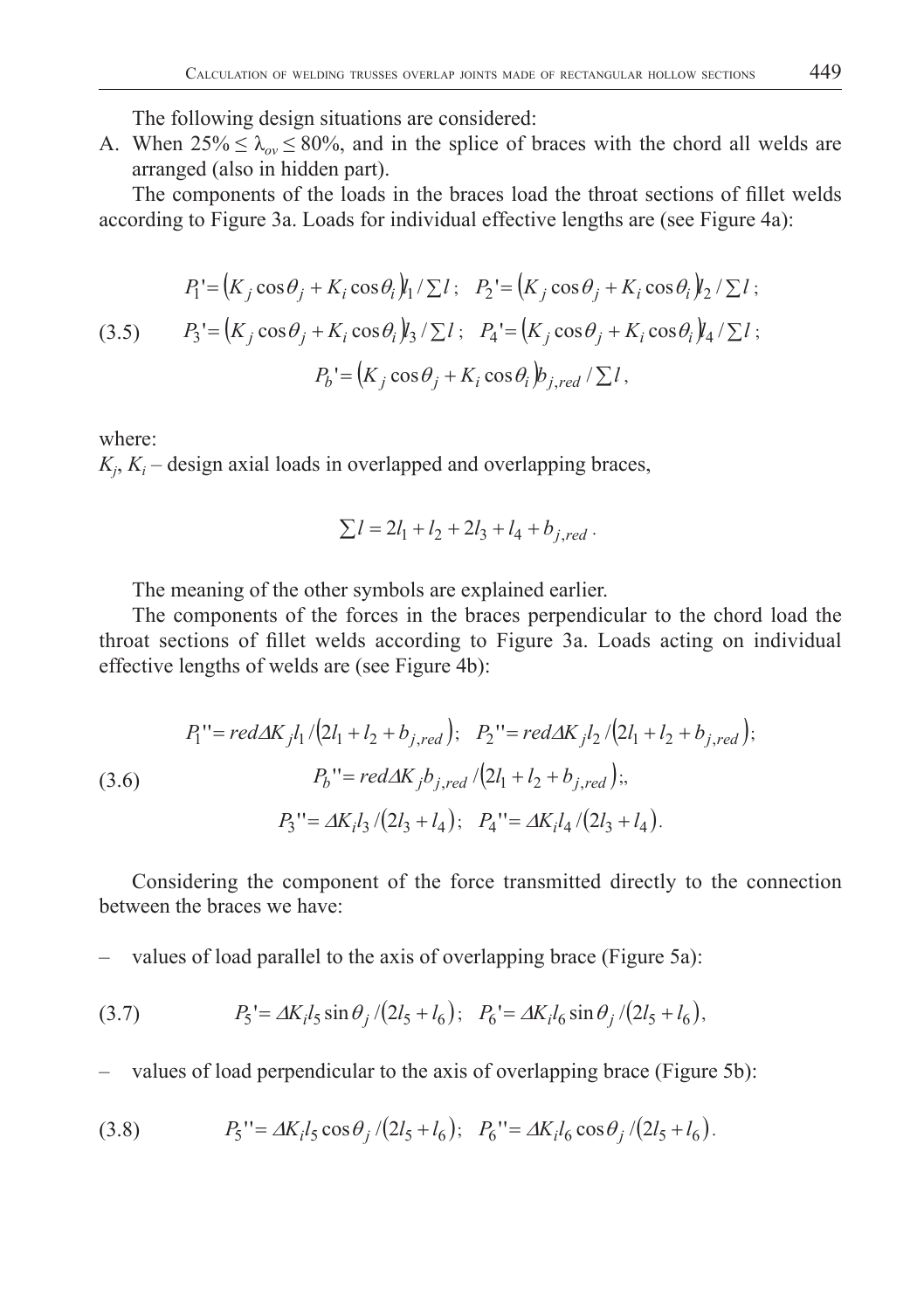The following design situations are considered:

A. When $25\% \leq \lambda_{ov} \leq 80\%$, and in the splice of braces with the chord all welds are arranged (also in hidden part).

The components of the loads in the braces load the throat sections of fillet welds according to Figure 3a. Loads for individual effective lengths are (see Figure 4a):

$$
\begin{gathered}
P_1' = \left(K_j \cos\theta_j + K_i \cos\theta_i\right) l_1 / \sum l \, ; \quad P_2' = \left(K_j \cos\theta_j + K_i \cos\theta_i\right) l_2 / \sum l \, ; \\
P_3' = \left(K_j \cos\theta_j + K_i \cos\theta_i\right) l_3 / \sum l \, ; \quad P_4' = \left(K_j \cos\theta_j + K_i \cos\theta_i\right) l_4 / \sum l \, ; \\
P_b' = \left(K_j \cos\theta_j + K_i \cos\theta_i\right) b_{j,red} / \sum l \, ,
\end{gathered} \tag{3.5}
$$

where:

$K_j$, $K_i$ – design axial loads in overlapped and overlapping braces,

$$
\sum l = 2l_1 + l_2 + 2l_3 + l_4 + b_{j,red} \, .
$$

The meaning of the other symbols are explained earlier.

The components of the forces in the braces perpendicular to the chord load the throat sections of fillet welds according to Figure 3a. Loads acting on individual effective lengths of welds are (see Figure 4b):

$$
\begin{gathered}
P_1'' = red\Delta K_j l_1 / \left(2l_1 + l_2 + b_{j,red}\right); \quad P_2'' = red\Delta K_j l_2 / \left(2l_1 + l_2 + b_{j,red}\right); \\
P_b'' = red\Delta K_j b_{j,red} / \left(2l_1 + l_2 + b_{j,red}\right);, \\
P_3'' = \Delta K_i l_3 / \left(2l_3 + l_4\right); \quad P_4'' = \Delta K_i l_4 / \left(2l_3 + l_4\right).
\end{gathered} \tag{3.6}
$$

Considering the component of the force transmitted directly to the connection between the braces we have:

– values of load parallel to the axis of overlapping brace (Figure 5a):

$$
P_5' = \Delta K_i l_5 \sin\theta_j / \left(2l_5 + l_6\right); \quad P_6' = \Delta K_i l_6 \sin\theta_j / \left(2l_5 + l_6\right), \tag{3.7}
$$

– values of load perpendicular to the axis of overlapping brace (Figure 5b):

$$
P_5'' = \Delta K_i l_5 \cos\theta_j / \left(2l_5 + l_6\right); \quad P_6'' = \Delta K_i l_6 \cos\theta_j / \left(2l_5 + l_6\right). \tag{3.8}
$$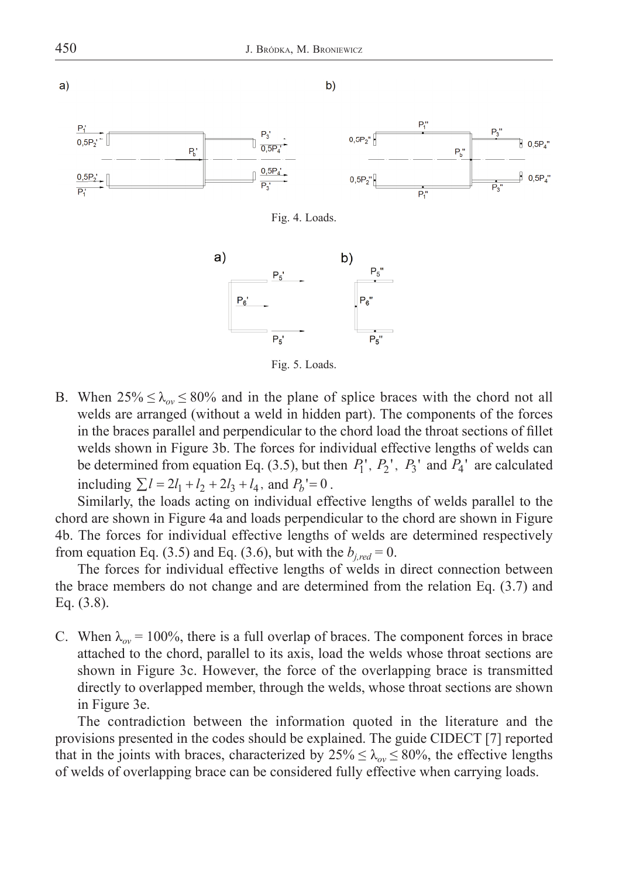Fig. 4. Loads.

Fig. 5. Loads.

B. When $25\% \leq \lambda_{ov} \leq 80\%$ and in the plane of splice braces with the chord not all welds are arranged (without a weld in hidden part). The components of the forces in the braces parallel and perpendicular to the chord load the throat sections of fillet welds shown in Figure 3b. The forces for individual effective lengths of welds can be determined from equation Eq. (3.5), but then $P_1'$, $P_2'$, $P_3'$ and $P_4'$ are calculated including $\sum l = 2l_1 + l_2 + 2l_3 + l_4$, and $P_b' = 0$.

Similarly, the loads acting on individual effective lengths of welds parallel to the chord are shown in Figure 4a and loads perpendicular to the chord are shown in Figure 4b. The forces for individual effective lengths of welds are determined respectively from equation Eq. (3.5) and Eq. (3.6), but with the $b_{j,red} = 0$.

The forces for individual effective lengths of welds in direct connection between the brace members do not change and are determined from the relation Eq. (3.7) and Eq. (3.8).

C. When $\lambda_{ov} = 100\%$, there is a full overlap of braces. The component forces in brace attached to the chord, parallel to its axis, load the welds whose throat sections are shown in Figure 3c. However, the force of the overlapping brace is transmitted directly to overlapped member, through the welds, whose throat sections are shown in Figure 3e.

The contradiction between the information quoted in the literature and the provisions presented in the codes should be explained. The guide CIDECT [7] reported that in the joints with braces, characterized by $25\% \leq \lambda_{ov} \leq 80\%$, the effective lengths of welds of overlapping brace can be considered fully effective when carrying loads.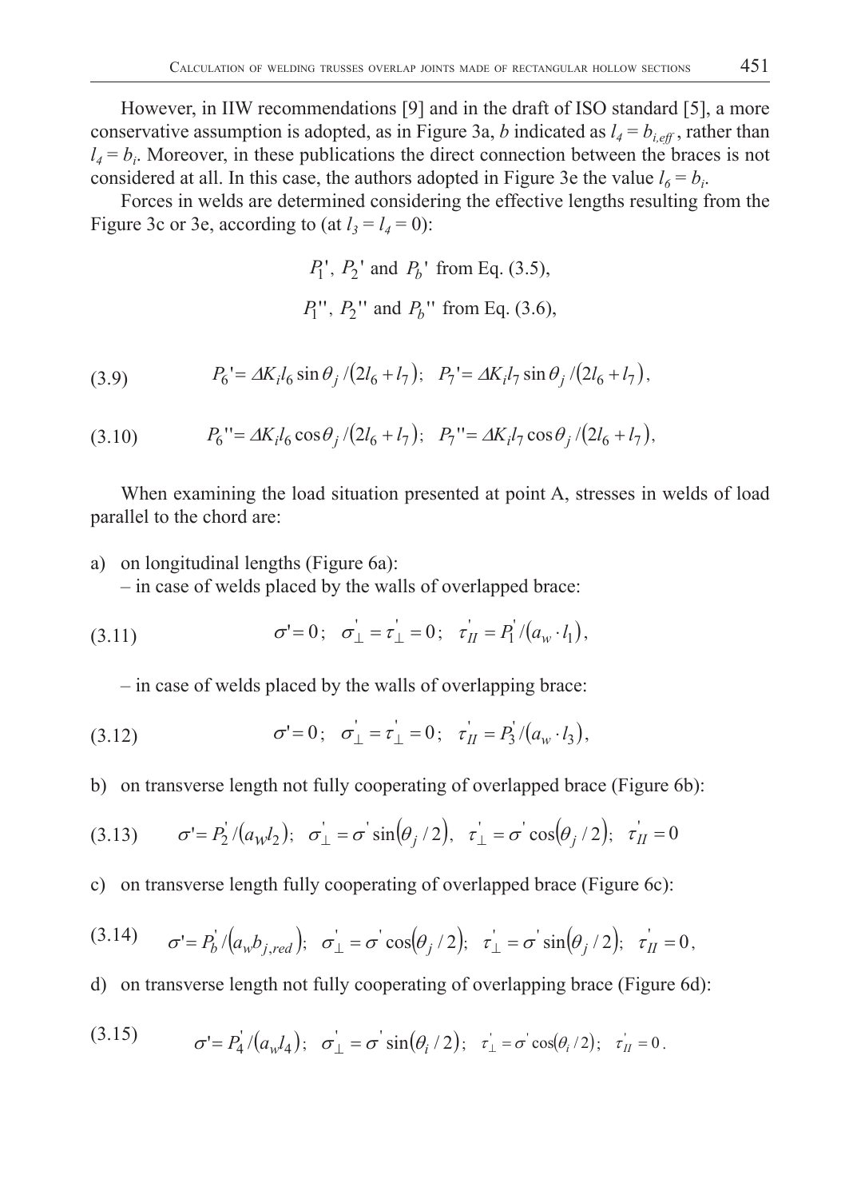However, in IIW recommendations [9] and in the draft of ISO standard [5], a more conservative assumption is adopted, as in Figure 3a, $b$ indicated as $l_4 = b_{i,eff}$, rather than $l_4 = b_i$. Moreover, in these publications the direct connection between the braces is not considered at all. In this case, the authors adopted in Figure 3e the value $l_6 = b_i$.

Forces in welds are determined considering the effective lengths resulting from the Figure 3c or 3e, according to (at $l_3 = l_4 = 0$):

$$P_1', \ P_2' \text{ and } P_b' \text{ from Eq. (3.5),}$$

$$P_1'', \ P_2'' \text{ and } P_b'' \text{ from Eq. (3.6),}$$

$$P_6' = \Delta K_i l_6 \sin\theta_j / (2l_6 + l_7); \quad P_7' = \Delta K_i l_7 \sin\theta_j / (2l_6 + l_7), \tag{3.9}$$

$$P_6'' = \Delta K_i l_6 \cos\theta_j / (2l_6 + l_7); \quad P_7'' = \Delta K_i l_7 \cos\theta_j / (2l_6 + l_7), \tag{3.10}$$

When examining the load situation presented at point A, stresses in welds of load parallel to the chord are:

a) on longitudinal lengths (Figure 6a):
   – in case of welds placed by the walls of overlapped brace:

$$\sigma' = 0; \quad \sigma_\perp' = \tau_\perp' = 0; \quad \tau_{II}' = P_1' / (a_w \cdot l_1), \tag{3.11}$$

   – in case of welds placed by the walls of overlapping brace:

$$\sigma' = 0; \quad \sigma_\perp' = \tau_\perp' = 0; \quad \tau_{II}' = P_3' / (a_w \cdot l_3), \tag{3.12}$$

b) on transverse length not fully cooperating of overlapped brace (Figure 6b):

$$\sigma' = P_2' / (a_W l_2); \quad \sigma_\perp' = \sigma' \sin(\theta_j / 2), \quad \tau_\perp' = \sigma' \cos(\theta_j / 2); \quad \tau_{II}' = 0 \tag{3.13}$$

c) on transverse length fully cooperating of overlapped brace (Figure 6c):

$$\sigma' = P_b' / (a_w b_{j,red}); \quad \sigma_\perp' = \sigma' \cos(\theta_j / 2); \quad \tau_\perp' = \sigma' \sin(\theta_j / 2); \quad \tau_{II}' = 0, \tag{3.14}$$

d) on transverse length not fully cooperating of overlapping brace (Figure 6d):

$$\sigma' = P_4' / (a_w l_4); \quad \sigma_\perp' = \sigma' \sin(\theta_i / 2); \quad \tau_\perp' = \sigma' \cos(\theta_i / 2); \quad \tau_{II}' = 0. \tag{3.15}$$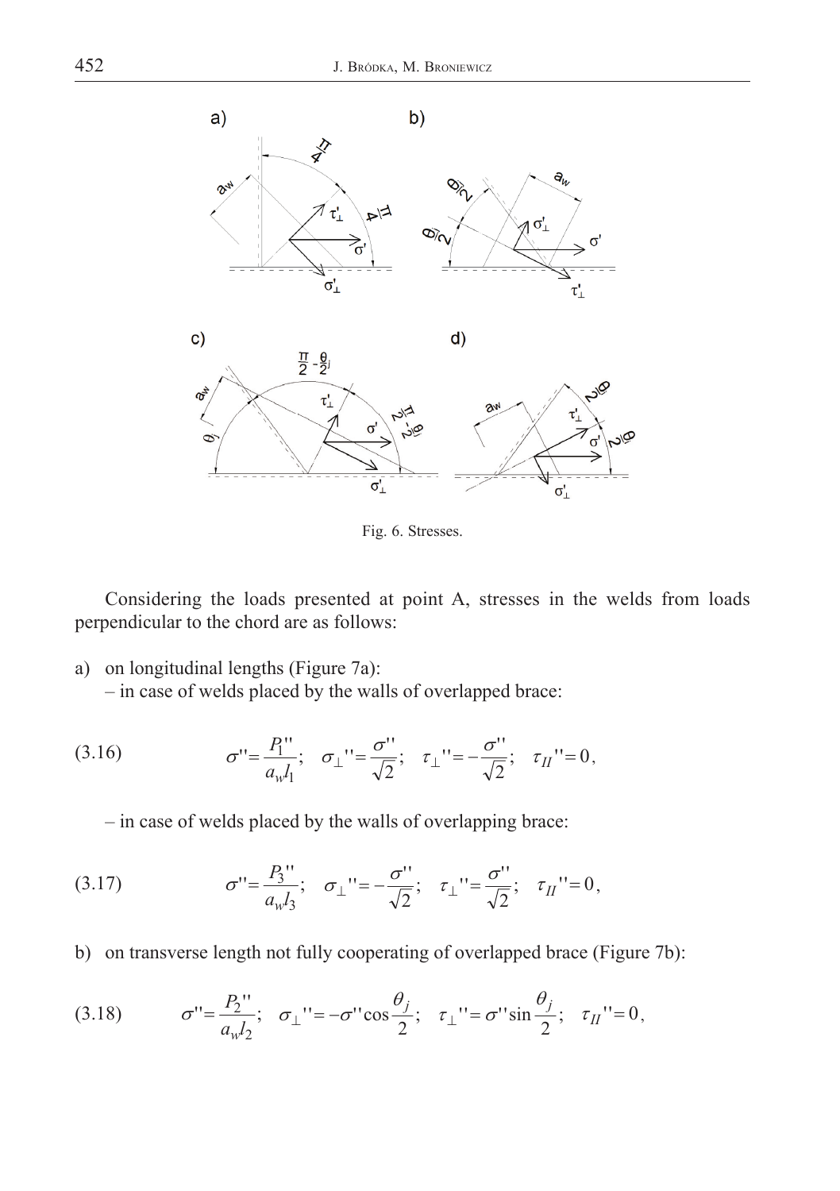Fig. 6. Stresses.

Considering the loads presented at point A, stresses in the welds from loads perpendicular to the chord are as follows:

a) on longitudinal lengths (Figure 7a):
   – in case of welds placed by the walls of overlapped brace:

$$\sigma''=\frac{P_1''}{a_w l_1}; \quad \sigma_{\perp}''=\frac{\sigma''}{\sqrt{2}}; \quad \tau_{\perp}''=-\frac{\sigma''}{\sqrt{2}}; \quad \tau_{II}''=0, \tag{3.16}$$

   – in case of welds placed by the walls of overlapping brace:

$$\sigma''=\frac{P_3''}{a_w l_3}; \quad \sigma_{\perp}''=-\frac{\sigma''}{\sqrt{2}}; \quad \tau_{\perp}''=\frac{\sigma''}{\sqrt{2}}; \quad \tau_{II}''=0, \tag{3.17}$$

b) on transverse length not fully cooperating of overlapped brace (Figure 7b):

$$\sigma''=\frac{P_2''}{a_w l_2}; \quad \sigma_{\perp}''=-\sigma''\cos\frac{\theta_j}{2}; \quad \tau_{\perp}''=\sigma''\sin\frac{\theta_j}{2}; \quad \tau_{II}''=0, \tag{3.18}$$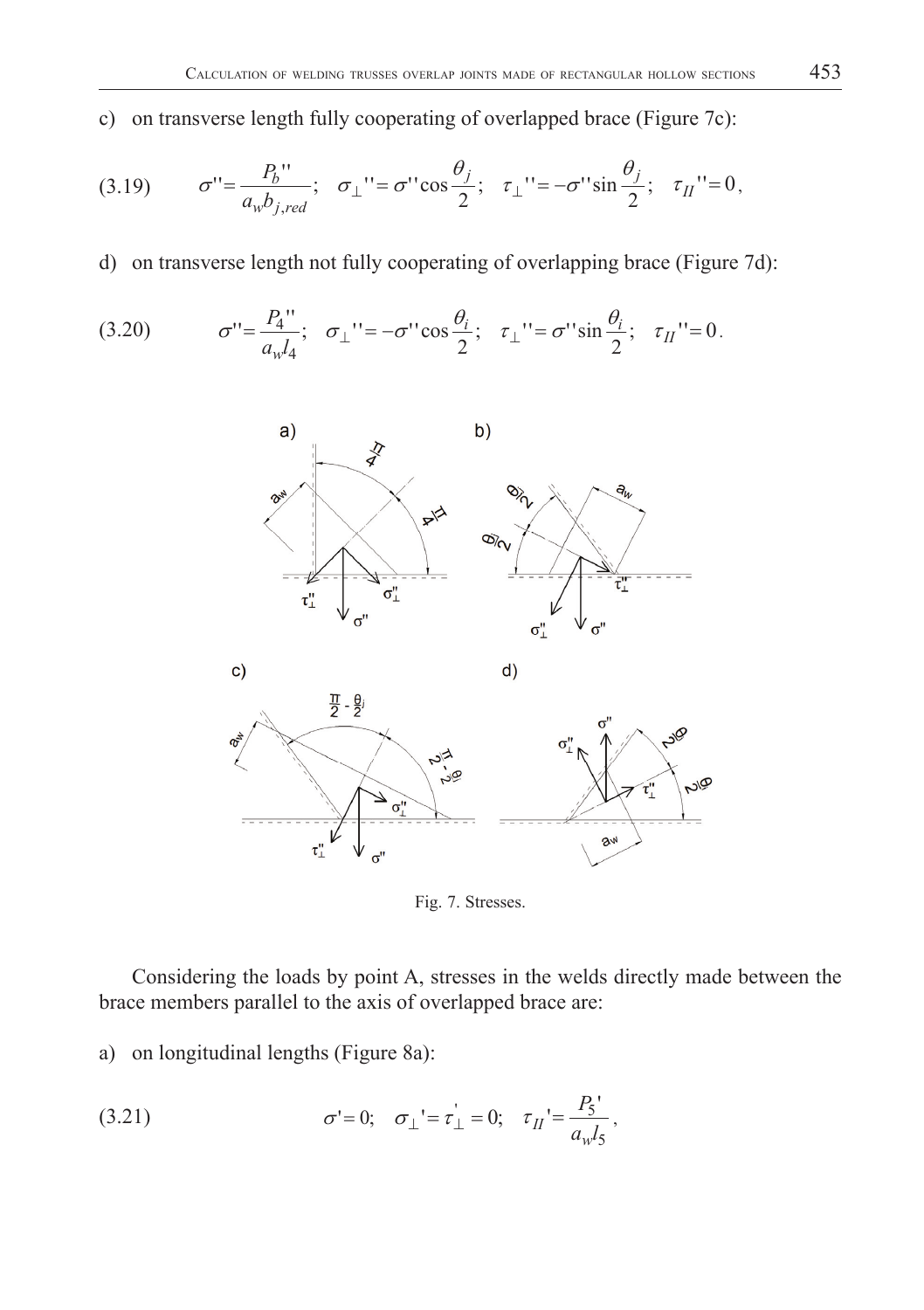c) on transverse length fully cooperating of overlapped brace (Figure 7c):

$$\sigma''=\frac{P_b''}{a_w b_{j,red}};\quad \sigma_\perp''=\sigma''\cos\frac{\theta_j}{2};\quad \tau_\perp''=-\sigma''\sin\frac{\theta_j}{2};\quad \tau_{II}''=0, \tag{3.19}$$

d) on transverse length not fully cooperating of overlapping brace (Figure 7d):

$$\sigma''=\frac{P_4''}{a_w l_4};\quad \sigma_\perp''=-\sigma''\cos\frac{\theta_i}{2};\quad \tau_\perp''=\sigma''\sin\frac{\theta_i}{2};\quad \tau_{II}''=0. \tag{3.20}$$

Fig. 7. Stresses.

Considering the loads by point A, stresses in the welds directly made between the brace members parallel to the axis of overlapped brace are:

a) on longitudinal lengths (Figure 8a):

$$\sigma'=0;\quad \sigma_\perp'=\tau_\perp'=0;\quad \tau_{II}'=\frac{P_5'}{a_w l_5}, \tag{3.21}$$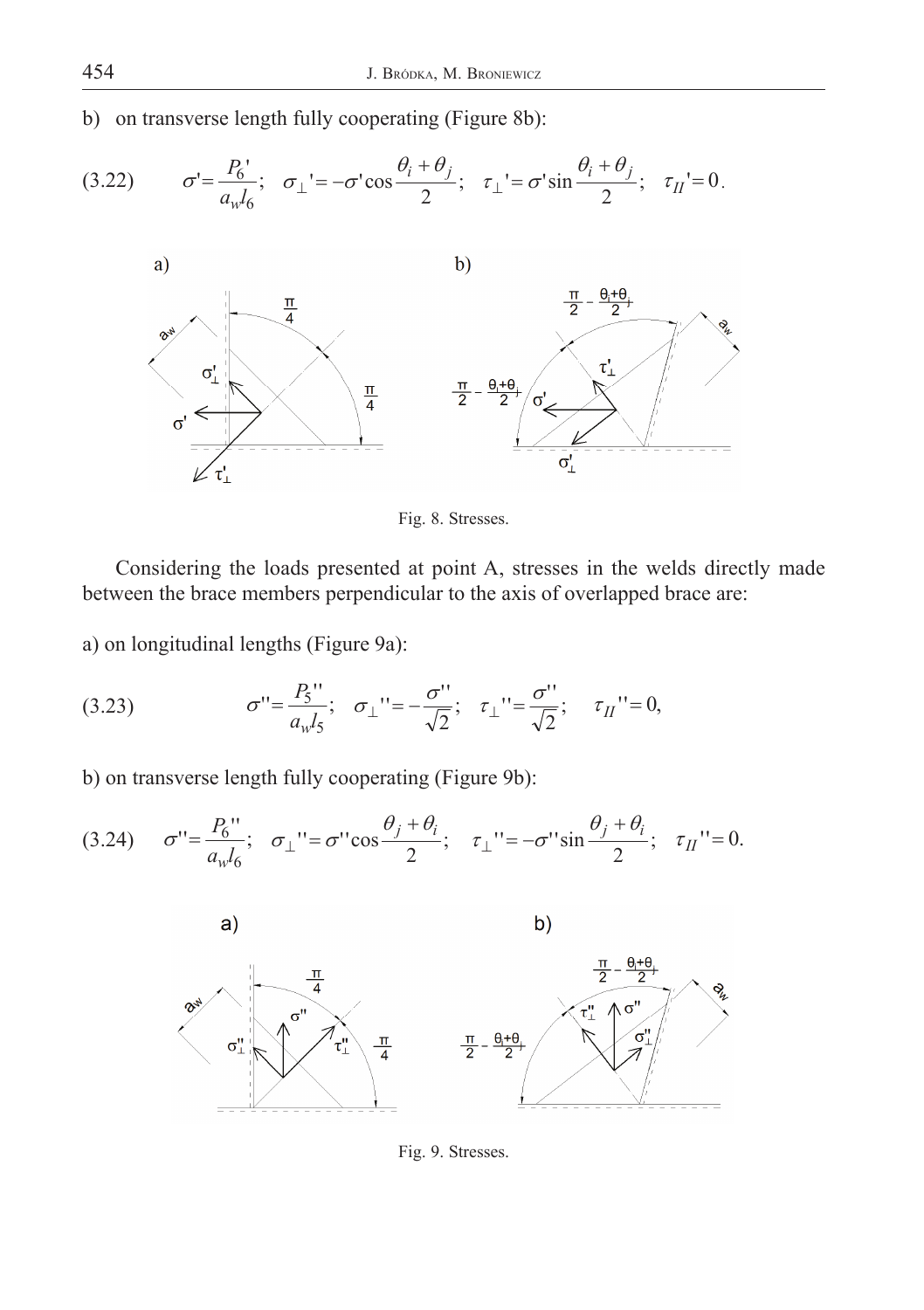b) on transverse length fully cooperating (Figure 8b):

$$(3.22) \qquad \sigma' = \frac{P_6'}{a_w l_6}; \quad \sigma_\perp' = -\sigma' \cos\frac{\theta_i + \theta_j}{2}; \quad \tau_\perp' = \sigma' \sin\frac{\theta_i + \theta_j}{2}; \quad \tau_{II}' = 0.$$

Fig. 8. Stresses.

Considering the loads presented at point A, stresses in the welds directly made between the brace members perpendicular to the axis of overlapped brace are:

a) on longitudinal lengths (Figure 9a):

$$(3.23) \qquad \sigma'' = \frac{P_5''}{a_w l_5}; \quad \sigma_\perp'' = -\frac{\sigma''}{\sqrt{2}}; \quad \tau_\perp'' = \frac{\sigma''}{\sqrt{2}}; \quad \tau_{II}'' = 0,$$

b) on transverse length fully cooperating (Figure 9b):

$$(3.24) \qquad \sigma'' = \frac{P_6''}{a_w l_6}; \quad \sigma_\perp'' = \sigma'' \cos\frac{\theta_j + \theta_i}{2}; \quad \tau_\perp'' = -\sigma'' \sin\frac{\theta_j + \theta_i}{2}; \quad \tau_{II}'' = 0.$$

Fig. 9. Stresses.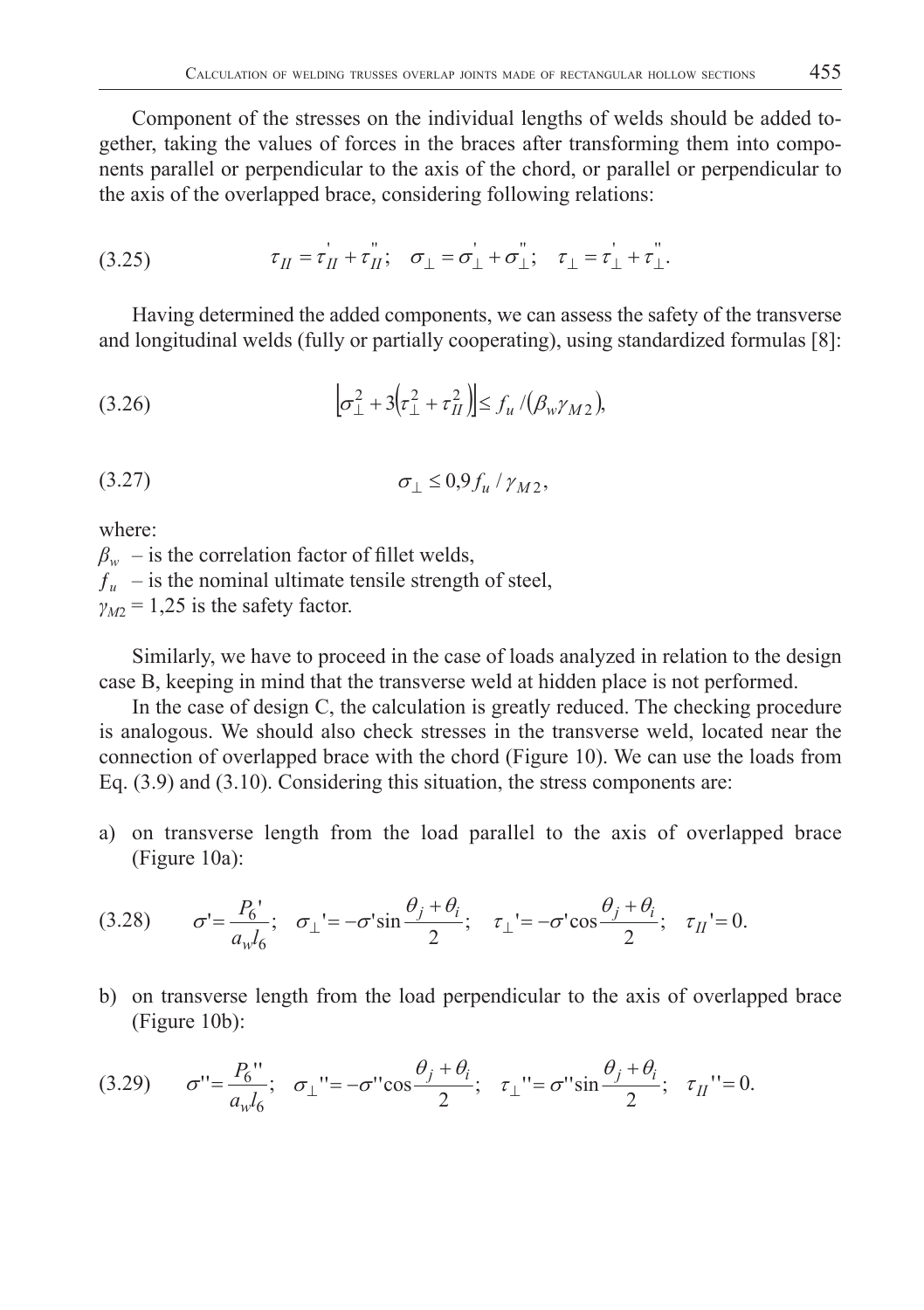Component of the stresses on the individual lengths of welds should be added together, taking the values of forces in the braces after transforming them into components parallel or perpendicular to the axis of the chord, or parallel or perpendicular to the axis of the overlapped brace, considering following relations:

$$\tau_{II} = \tau_{II}^{'} + \tau_{II}^{''}; \quad \sigma_{\perp} = \sigma_{\perp}^{'} + \sigma_{\perp}^{''}; \quad \tau_{\perp} = \tau_{\perp}^{'} + \tau_{\perp}^{''}. \tag{3.25}$$

Having determined the added components, we can assess the safety of the transverse and longitudinal welds (fully or partially cooperating), using standardized formulas [8]:

$$\left[\sigma_{\perp}^{2} + 3\left(\tau_{\perp}^{2} + \tau_{II}^{2}\right)\right] \leq f_{u} / \left(\beta_{w} \gamma_{M2}\right), \tag{3.26}$$

$$\sigma_{\perp} \leq 0{,}9 f_{u} / \gamma_{M2}, \tag{3.27}$$

where:
$\beta_w$ – is the correlation factor of fillet welds,
$f_u$ – is the nominal ultimate tensile strength of steel,
$\gamma_{M2} = 1{,}25$ is the safety factor.

Similarly, we have to proceed in the case of loads analyzed in relation to the design case B, keeping in mind that the transverse weld at hidden place is not performed.

In the case of design C, the calculation is greatly reduced. The checking procedure is analogous. We should also check stresses in the transverse weld, located near the connection of overlapped brace with the chord (Figure 10). We can use the loads from Eq. (3.9) and (3.10). Considering this situation, the stress components are:

a) on transverse length from the load parallel to the axis of overlapped brace (Figure 10a):

$$\sigma' = \frac{P_6'}{a_w l_6}; \quad \sigma_{\perp}' = -\sigma' \sin\frac{\theta_j + \theta_i}{2}; \quad \tau_{\perp}' = -\sigma' \cos\frac{\theta_j + \theta_i}{2}; \quad \tau_{II}' = 0. \tag{3.28}$$

b) on transverse length from the load perpendicular to the axis of overlapped brace (Figure 10b):

$$\sigma'' = \frac{P_6''}{a_w l_6}; \quad \sigma_{\perp}'' = -\sigma'' \cos\frac{\theta_j + \theta_i}{2}; \quad \tau_{\perp}'' = \sigma'' \sin\frac{\theta_j + \theta_i}{2}; \quad \tau_{II}'' = 0. \tag{3.29}$$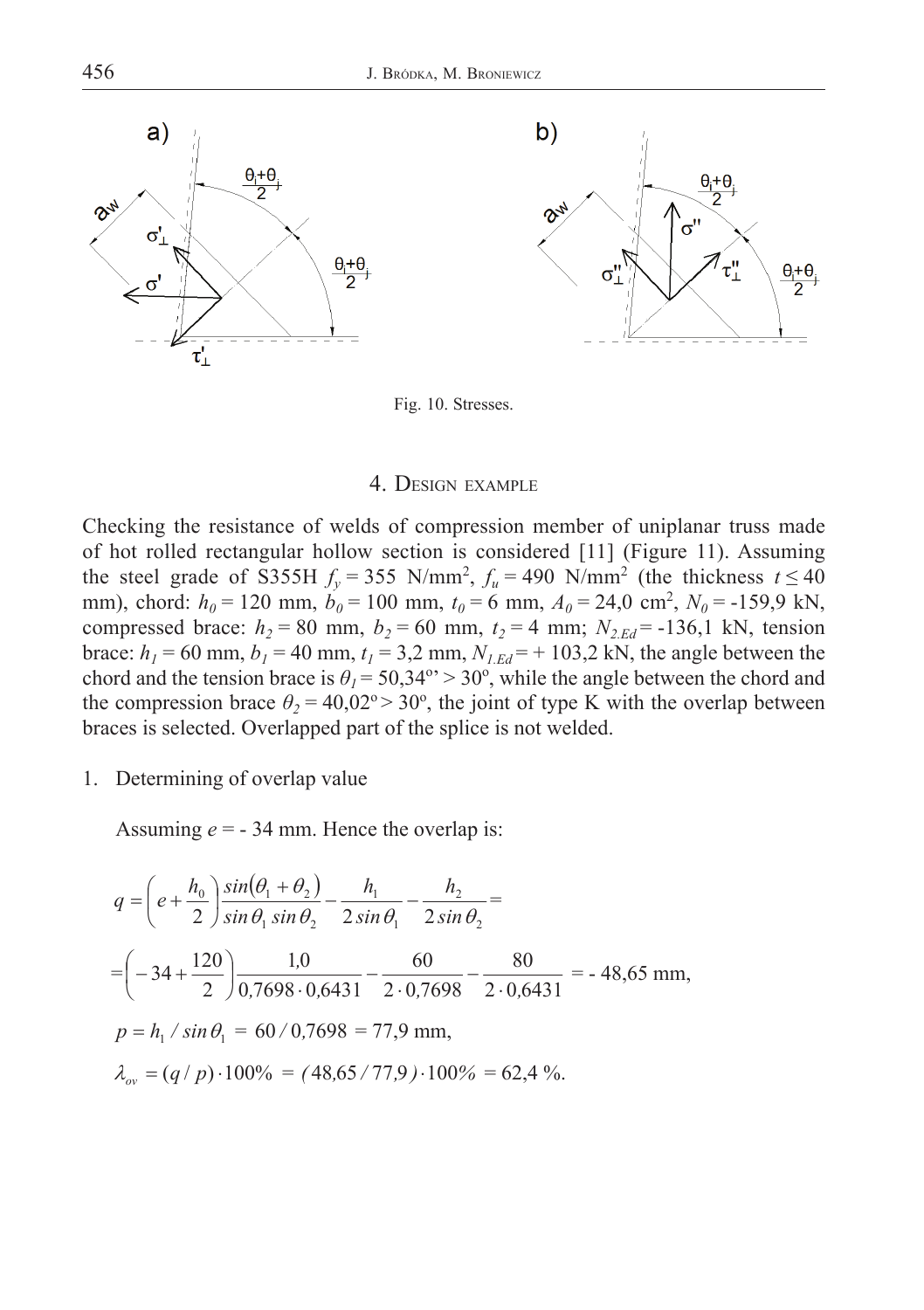Fig. 10. Stresses.

## 4. Design example

Checking the resistance of welds of compression member of uniplanar truss made of hot rolled rectangular hollow section is considered [11] (Figure 11). Assuming the steel grade of S355H $f_y = 355$ N/mm$^2$, $f_u = 490$ N/mm$^2$ (the thickness $t \leq 40$ mm), chord: $h_0 = 120$ mm, $b_0 = 100$ mm, $t_0 = 6$ mm, $A_0 = 24{,}0$ cm$^2$, $N_0 = -159{,}9$ kN, compressed brace: $h_2 = 80$ mm, $b_2 = 60$ mm, $t_2 = 4$ mm; $N_{2.Ed} = -136{,}1$ kN, tension brace: $h_1 = 60$ mm, $b_1 = 40$ mm, $t_1 = 3{,}2$ mm, $N_{1.Ed} = +\,103{,}2$ kN, the angle between the chord and the tension brace is $\theta_1 = 50{,}34^{o}$' $> 30^{o}$, while the angle between the chord and the compression brace $\theta_2 = 40{,}02^{o} > 30^{o}$, the joint of type K with the overlap between braces is selected. Overlapped part of the splice is not welded.

1. Determining of overlap value

Assuming $e = -\,34$ mm. Hence the overlap is:

$$q = \left( e + \frac{h_0}{2} \right) \frac{\sin(\theta_1 + \theta_2)}{\sin\theta_1 \sin\theta_2} - \frac{h_1}{2\sin\theta_1} - \frac{h_2}{2\sin\theta_2} =$$

$$= \left( -34 + \frac{120}{2} \right) \frac{1{,}0}{0{,}7698 \cdot 0{,}6431} - \frac{60}{2 \cdot 0{,}7698} - \frac{80}{2 \cdot 0{,}6431} = -\,48{,}65 \text{ mm},$$

$$p = h_1 / \sin\theta_1 = 60 / 0{,}7698 = 77{,}9 \text{ mm},$$

$$\lambda_{ov} = (q/p) \cdot 100\% = (48{,}65/77{,}9) \cdot 100\% = 62{,}4\ \%.$$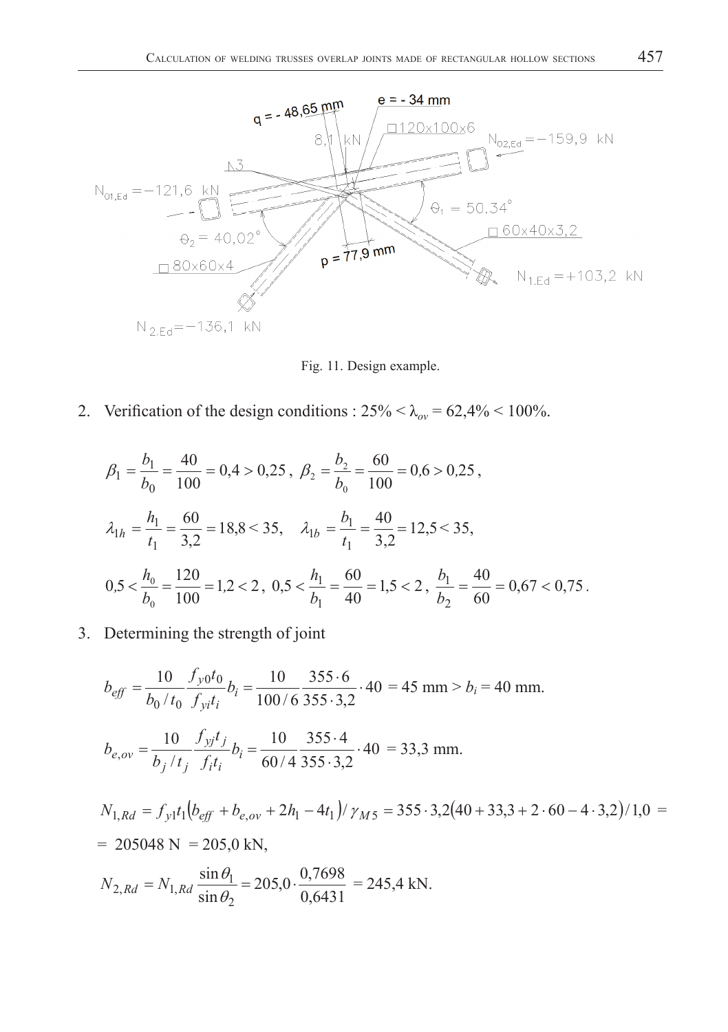Fig. 11. Design example.

2. Verification of the design conditions : 25% < $\lambda_{ov}$ = 62,4% < 100%.

$$\beta_1 = \frac{b_1}{b_0} = \frac{40}{100} = 0{,}4 > 0{,}25\,,\ \beta_2 = \frac{b_2}{b_0} = \frac{60}{100} = 0{,}6 > 0{,}25\,,$$

$$\lambda_{1h} = \frac{h_1}{t_1} = \frac{60}{3{,}2} = 18{,}8 < 35, \quad \lambda_{1b} = \frac{b_1}{t_1} = \frac{40}{3{,}2} = 12{,}5 < 35,$$

$$0{,}5 < \frac{h_0}{b_0} = \frac{120}{100} = 1{,}2 < 2\,,\ 0{,}5 < \frac{h_1}{b_1} = \frac{60}{40} = 1{,}5 < 2\,,\ \frac{b_1}{b_2} = \frac{40}{60} = 0{,}67 < 0{,}75\,.$$

3. Determining the strength of joint

$$b_{eff} = \frac{10}{b_0/t_0}\frac{f_{y0}t_0}{f_{yi}t_i}b_i = \frac{10}{100/6}\frac{355 \cdot 6}{355 \cdot 3{,}2} \cdot 40 = 45 \text{ mm} > b_i = 40 \text{ mm.}$$

$$b_{e,ov} = \frac{10}{b_j/t_j}\frac{f_{yj}t_j}{f_i t_i}b_i = \frac{10}{60/4}\frac{355 \cdot 4}{355 \cdot 3{,}2} \cdot 40 = 33{,}3 \text{ mm.}$$

$$N_{1,Rd} = f_{y1}t_1\left(b_{eff} + b_{e,ov} + 2h_1 - 4t_1\right)/\gamma_{M5} = 355 \cdot 3{,}2\left(40 + 33{,}3 + 2 \cdot 60 - 4 \cdot 3{,}2\right)/1{,}0 =$$

$$= 205048 \text{ N} = 205{,}0 \text{ kN},$$

$$N_{2,Rd} = N_{1,Rd}\frac{\sin\theta_1}{\sin\theta_2} = 205{,}0 \cdot \frac{0{,}7698}{0{,}6431} = 245{,}4 \text{ kN.}$$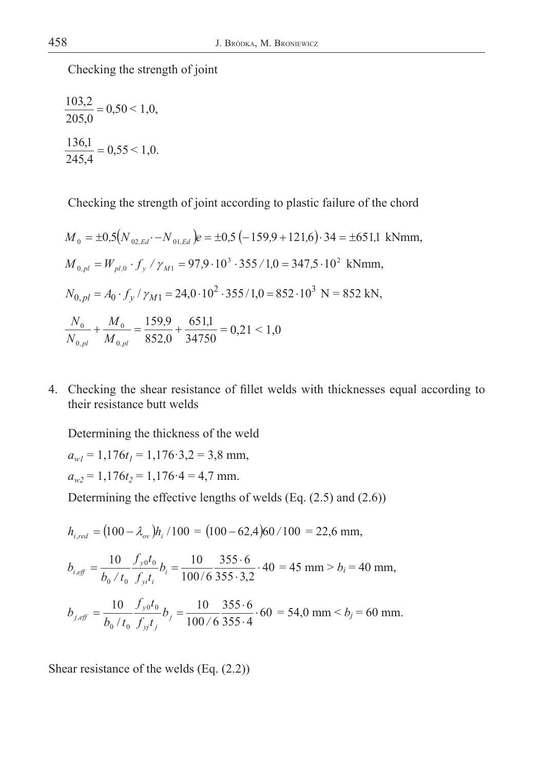Checking the strength of joint

$$\frac{103{,}2}{205{,}0} = 0{,}50 < 1{,}0,$$

$$\frac{136{,}1}{245{,}4} = 0{,}55 < 1{,}0.$$

Checking the strength of joint according to plastic failure of the chord

$$M_0 = \pm 0{,}5\left(N_{02,Ed} \cdot - N_{01,Ed}\right)e = \pm 0{,}5\left(-159{,}9 + 121{,}6\right) \cdot 34 = \pm 651{,}1 \text{ kNmm},$$

$$M_{0,pl} = W_{pl,0} \cdot f_y / \gamma_{M1} = 97{,}9 \cdot 10^3 \cdot 355 / 1{,}0 = 347{,}5 \cdot 10^2 \text{ kNmm},$$

$$N_{0,pl} = A_0 \cdot f_y / \gamma_{M1} = 24{,}0 \cdot 10^2 \cdot 355 / 1{,}0 = 852 \cdot 10^3 \text{ N} = 852 \text{ kN},$$

$$\frac{N_0}{N_{0,pl}} + \frac{M_0}{M_{0.pl}} = \frac{159{,}9}{852{,}0} + \frac{651{,}1}{34750} = 0{,}21 < 1{,}0$$

4. Checking the shear resistance of fillet welds with thicknesses equal according to their resistance butt welds

Determining the thickness of the weld

$a_{w1} = 1{,}176 t_1 = 1{,}176 \cdot 3{,}2 = 3{,}8$ mm,

$a_{w2} = 1{,}176 t_2 = 1{,}176 \cdot 4 = 4{,}7$ mm.

Determining the effective lengths of welds (Eq. (2.5) and (2.6))

$$h_{i,red} = \left(100 - \lambda_{ov}\right)h_i / 100 = \left(100 - 62{,}4\right)60 / 100 = 22{,}6 \text{ mm},$$

$$b_{i,eff} = \frac{10}{b_0 / t_0} \frac{f_{y0} t_0}{f_{yi} t_i} b_i = \frac{10}{100/6} \frac{355 \cdot 6}{355 \cdot 3{,}2} \cdot 40 = 45 \text{ mm} > b_i = 40 \text{ mm},$$

$$b_{j,eff} = \frac{10}{b_0 / t_0} \frac{f_{y0} t_0}{f_{yj} t_j} b_j = \frac{10}{100/6} \frac{355 \cdot 6}{355 \cdot 4} \cdot 60 = 54{,}0 \text{ mm} < b_j = 60 \text{ mm}.$$

Shear resistance of the welds (Eq. (2.2))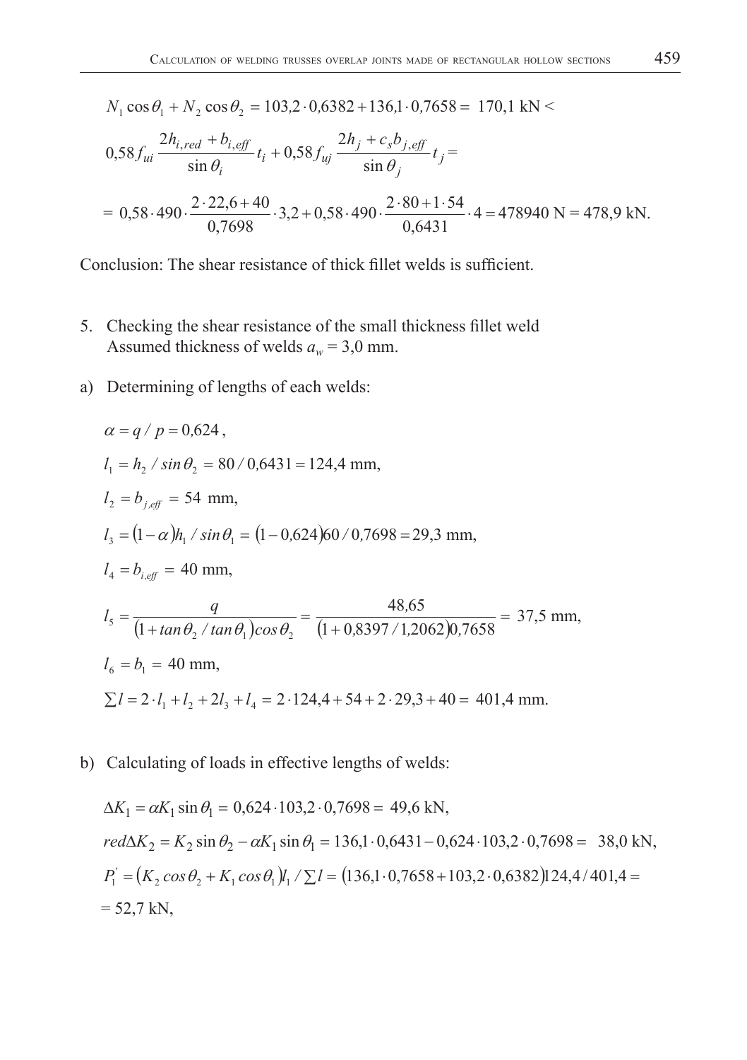$$N_1 \cos\theta_1 + N_2 \cos\theta_2 = 103{,}2 \cdot 0{,}6382 + 136{,}1 \cdot 0{,}7658 = \ 170{,}1 \text{ kN} <$$

$$0{,}58 f_{ui} \frac{2h_{i,red} + b_{i,eff}}{\sin\theta_i} t_i + 0{,}58 f_{uj} \frac{2h_j + c_s b_{j,eff}}{\sin\theta_j} t_j =$$

$$= \ 0{,}58 \cdot 490 \cdot \frac{2 \cdot 22{,}6 + 40}{0{,}7698} \cdot 3{,}2 + 0{,}58 \cdot 490 \cdot \frac{2 \cdot 80 + 1 \cdot 54}{0{,}6431} \cdot 4 = 478940 \text{ N} = 478{,}9 \text{ kN}.$$

Conclusion: The shear resistance of thick fillet welds is sufficient.

5. Checking the shear resistance of the small thickness fillet weld
   Assumed thickness of welds $a_w = 3{,}0$ mm.

a) Determining of lengths of each welds:

$$\alpha = q / p = 0{,}624\,,$$

$$l_1 = h_2 / \sin\theta_2 = 80 / 0{,}6431 = 124{,}4 \text{ mm},$$

$$l_2 = b_{j,eff} = \ 54 \ \text{mm},$$

$$l_3 = (1-\alpha)h_1 / \sin\theta_1 = \ (1 - 0{,}624)60 / 0{,}7698 = 29{,}3 \text{ mm},$$

$$l_4 = b_{i,eff} = \ 40 \text{ mm},$$

$$l_5 = \frac{q}{(1 + \tan\theta_2 / \tan\theta_1)\cos\theta_2} = \frac{48{,}65}{(1 + 0{,}8397 / 1{,}2062)0{,}7658} = \ 37{,}5 \text{ mm},$$

$$l_6 = b_1 = \ 40 \text{ mm},$$

$$\sum l = 2 \cdot l_1 + l_2 + 2 l_3 + l_4 = \ 2 \cdot 124{,}4 + 54 + 2 \cdot 29{,}3 + 40 = \ 401{,}4 \text{ mm}.$$

b) Calculating of loads in effective lengths of welds:

$$\Delta K_1 = \alpha K_1 \sin\theta_1 = \ 0{,}624 \cdot 103{,}2 \cdot 0{,}7698 = \ 49{,}6 \text{ kN},$$

$$red\Delta K_2 = K_2 \sin\theta_2 - \alpha K_1 \sin\theta_1 = \ 136{,}1 \cdot 0{,}6431 - 0{,}624 \cdot 103{,}2 \cdot 0{,}7698 = \ \ 38{,}0 \text{ kN},$$

$$P_1^{'} = (K_2 \cos\theta_2 + K_1 \cos\theta_1) l_1 / \sum l = \ (136{,}1 \cdot 0{,}7658 + 103{,}2 \cdot 0{,}6382)124{,}4 / 401{,}4 =$$

$$= 52{,}7 \text{ kN},$$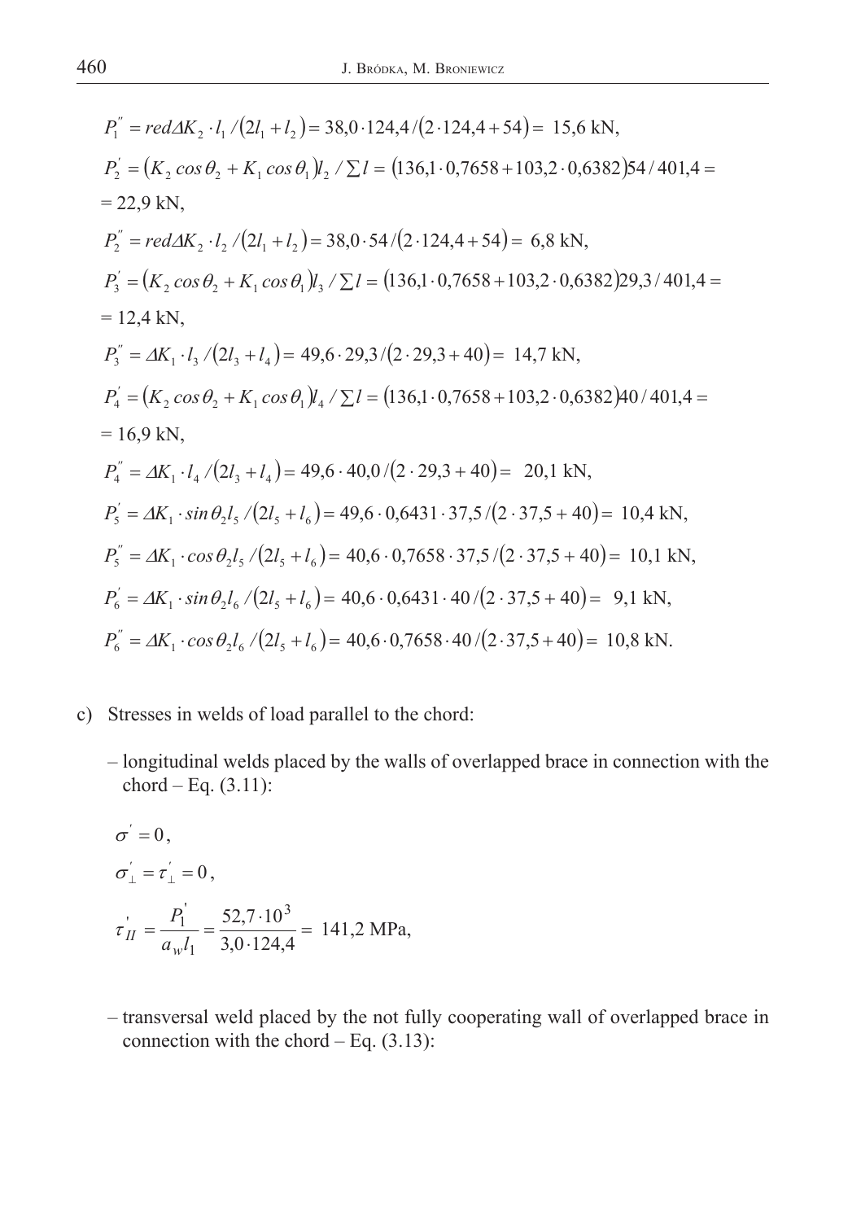$$P_1^{''} = red\Delta K_2 \cdot l_1 / (2l_1 + l_2) = 38{,}0 \cdot 124{,}4 / (2 \cdot 124{,}4 + 54) = \ 15{,}6 \text{ kN},$$

$$P_2^{'} = (K_2 \cos\theta_2 + K_1 \cos\theta_1) l_2 / \sum l = (136{,}1 \cdot 0{,}7658 + 103{,}2 \cdot 0{,}6382) 54 / 401{,}4 =$$
$$= 22{,}9 \text{ kN},$$

$$P_2^{''} = red\Delta K_2 \cdot l_2 / (2l_1 + l_2) = 38{,}0 \cdot 54 / (2 \cdot 124{,}4 + 54) = \ 6{,}8 \text{ kN},$$

$$P_3^{'} = (K_2 \cos\theta_2 + K_1 \cos\theta_1) l_3 / \sum l = (136{,}1 \cdot 0{,}7658 + 103{,}2 \cdot 0{,}6382) 29{,}3 / 401{,}4 =$$
$$= 12{,}4 \text{ kN},$$

$$P_3^{''} = \Delta K_1 \cdot l_3 / (2l_3 + l_4) = 49{,}6 \cdot 29{,}3 / (2 \cdot 29{,}3 + 40) = \ 14{,}7 \text{ kN},$$

$$P_4^{'} = (K_2 \cos\theta_2 + K_1 \cos\theta_1) l_4 / \sum l = (136{,}1 \cdot 0{,}7658 + 103{,}2 \cdot 0{,}6382) 40 / 401{,}4 =$$
$$= 16{,}9 \text{ kN},$$

$$P_4^{''} = \Delta K_1 \cdot l_4 / (2l_3 + l_4) = 49{,}6 \cdot 40{,}0 / (2 \cdot 29{,}3 + 40) = \ 20{,}1 \text{ kN},$$

$$P_5^{'} = \Delta K_1 \cdot \sin\theta_2 l_5 / (2l_5 + l_6) = 49{,}6 \cdot 0{,}6431 \cdot 37{,}5 / (2 \cdot 37{,}5 + 40) = \ 10{,}4 \text{ kN},$$

$$P_5^{''} = \Delta K_1 \cdot \cos\theta_2 l_5 / (2l_5 + l_6) = 40{,}6 \cdot 0{,}7658 \cdot 37{,}5 / (2 \cdot 37{,}5 + 40) = \ 10{,}1 \text{ kN},$$

$$P_6^{'} = \Delta K_1 \cdot \sin\theta_2 l_6 / (2l_5 + l_6) = 40{,}6 \cdot 0{,}6431 \cdot 40 / (2 \cdot 37{,}5 + 40) = \ 9{,}1 \text{ kN},$$

$$P_6^{''} = \Delta K_1 \cdot \cos\theta_2 l_6 / (2l_5 + l_6) = 40{,}6 \cdot 0{,}7658 \cdot 40 / (2 \cdot 37{,}5 + 40) = \ 10{,}8 \text{ kN}.$$

c) Stresses in welds of load parallel to the chord:

– longitudinal welds placed by the walls of overlapped brace in connection with the chord – Eq. (3.11):

$$\sigma^{'} = 0,$$

$$\sigma_{\perp}^{'} = \tau_{\perp}^{'} = 0,$$

$$\tau_{II}^{'} = \frac{P_1^{'}}{a_w l_1} = \frac{52{,}7 \cdot 10^3}{3{,}0 \cdot 124{,}4} = \ 141{,}2 \text{ MPa},$$

– transversal weld placed by the not fully cooperating wall of overlapped brace in connection with the chord – Eq. (3.13):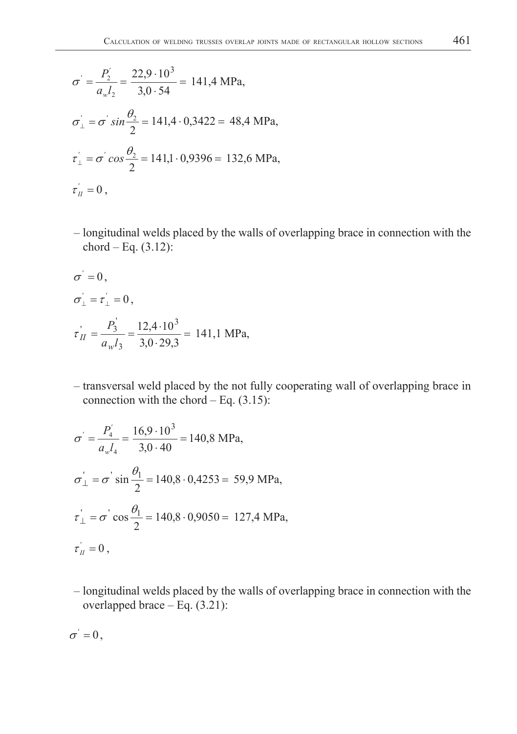$$\sigma' = \frac{P_2'}{a_w l_2} = \frac{22,9 \cdot 10^3}{3,0 \cdot 54} = 141,4 \text{ MPa},$$

$$\sigma_\perp' = \sigma' \, sin\frac{\theta_2}{2} = 141,4 \cdot 0,3422 = 48,4 \text{ MPa},$$

$$\tau_\perp' = \sigma' \, cos\frac{\theta_2}{2} = 141,1 \cdot 0,9396 = 132,6 \text{ MPa},$$

$$\tau_{II}' = 0,$$

– longitudinal welds placed by the walls of overlapping brace in connection with the chord – Eq. (3.12):

$$\sigma' = 0,$$

$$\sigma_\perp' = \tau_\perp' = 0,$$

$$\tau_{II}' = \frac{P_3'}{a_w l_3} = \frac{12,4 \cdot 10^3}{3,0 \cdot 29,3} = 141,1 \text{ MPa},$$

– transversal weld placed by the not fully cooperating wall of overlapping brace in connection with the chord – Eq. (3.15):

$$\sigma' = \frac{P_4'}{a_w l_4} = \frac{16,9 \cdot 10^3}{3,0 \cdot 40} = 140,8 \text{ MPa},$$

$$\sigma_\perp' = \sigma' \sin\frac{\theta_1}{2} = 140,8 \cdot 0,4253 = 59,9 \text{ MPa},$$

$$\tau_\perp' = \sigma' \cos\frac{\theta_1}{2} = 140,8 \cdot 0,9050 = 127,4 \text{ MPa},$$

$$\tau_{II}' = 0,$$

– longitudinal welds placed by the walls of overlapping brace in connection with the overlapped brace – Eq. (3.21):

$$\sigma' = 0,$$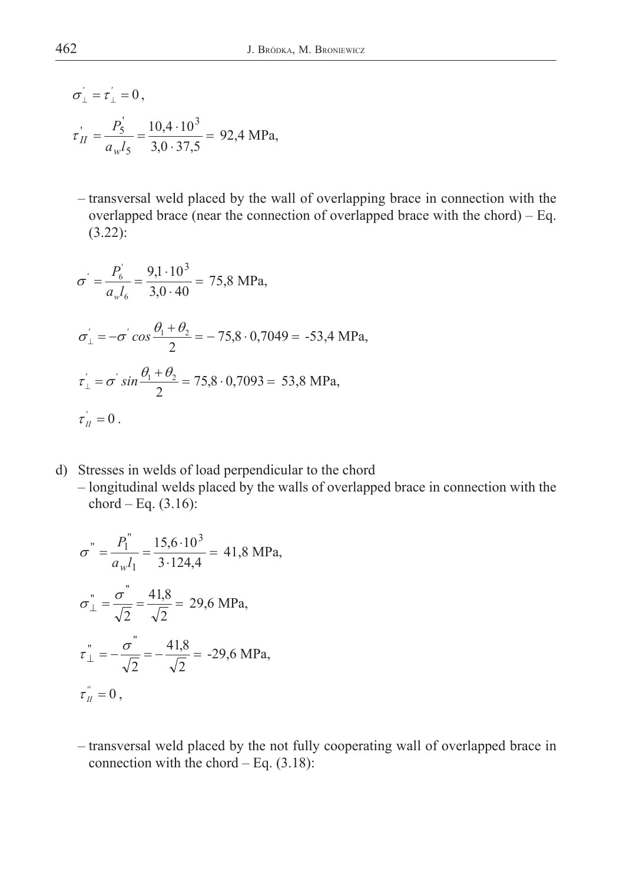$$\sigma_{\perp}^{'} = \tau_{\perp}^{'} = 0,$$

$$\tau_{II}^{'} = \frac{P_5^{'}}{a_w l_5} = \frac{10{,}4 \cdot 10^3}{3{,}0 \cdot 37{,}5} = 92{,}4 \text{ MPa},$$

– transversal weld placed by the wall of overlapping brace in connection with the overlapped brace (near the connection of overlapped brace with the chord) – Eq. (3.22):

$$\sigma^{'} = \frac{P_6^{'}}{a_w l_6} = \frac{9{,}1 \cdot 10^3}{3{,}0 \cdot 40} = 75{,}8 \text{ MPa},$$

$$\sigma_{\perp}^{'} = -\sigma^{'} \cos\frac{\theta_1 + \theta_2}{2} = -75{,}8 \cdot 0{,}7049 = -53{,}4 \text{ MPa},$$

$$\tau_{\perp}^{'} = \sigma^{'} \sin\frac{\theta_1 + \theta_2}{2} = 75{,}8 \cdot 0{,}7093 = 53{,}8 \text{ MPa},$$

$$\tau_{II}^{'} = 0.$$

d) Stresses in welds of load perpendicular to the chord

– longitudinal welds placed by the walls of overlapped brace in connection with the chord – Eq. (3.16):

$$\sigma^{"} = \frac{P_1^{"}}{a_w l_1} = \frac{15{,}6 \cdot 10^3}{3 \cdot 124{,}4} = 41{,}8 \text{ MPa},$$

$$\sigma_{\perp}^{"} = \frac{\sigma^{"}}{\sqrt{2}} = \frac{41{,}8}{\sqrt{2}} = 29{,}6 \text{ MPa},$$

$$\tau_{\perp}^{"} = -\frac{\sigma^{"}}{\sqrt{2}} = -\frac{41{,}8}{\sqrt{2}} = -29{,}6 \text{ MPa},$$

$$\tau_{II}^{"} = 0,$$

– transversal weld placed by the not fully cooperating wall of overlapped brace in connection with the chord – Eq. (3.18):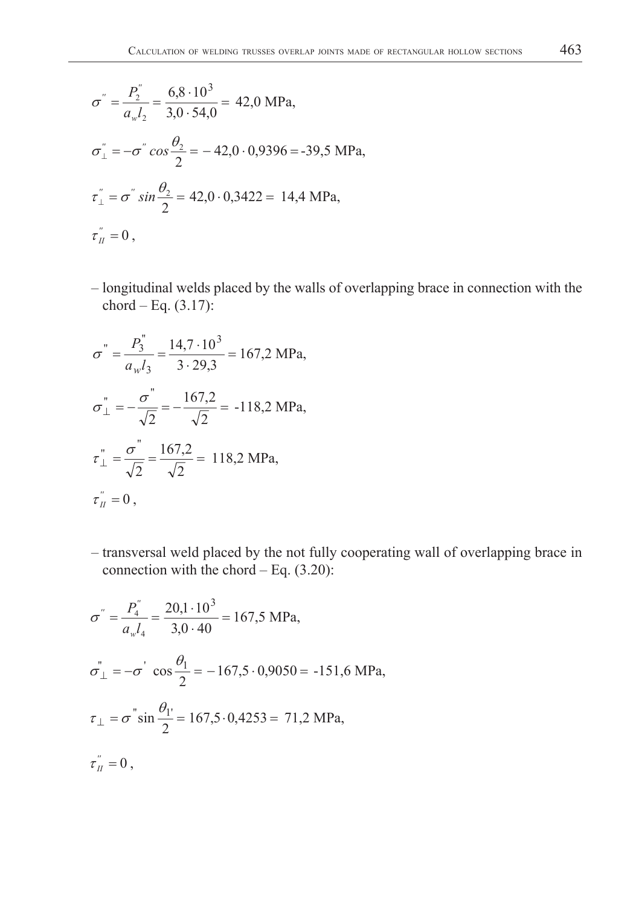$$\sigma^{''} = \frac{P_2^{''}}{a_w l_2} = \frac{6,8 \cdot 10^3}{3,0 \cdot 54,0} = 42,0 \text{ MPa},$$

$$\sigma_{\perp}^{''} = -\sigma^{''} cos\frac{\theta_2}{2} = -42,0 \cdot 0,9396 = \text{-}39,5 \text{ MPa},$$

$$\tau_{\perp}^{''} = \sigma^{''} sin\frac{\theta_2}{2} = 42,0 \cdot 0,3422 = 14,4 \text{ MPa},$$

$$\tau_{II}^{''} = 0 \,,$$

– longitudinal welds placed by the walls of overlapping brace in connection with the chord – Eq. (3.17):

$$\sigma^{''} = \frac{P_3^{''}}{a_w l_3} = \frac{14,7 \cdot 10^3}{3 \cdot 29,3} = 167,2 \text{ MPa},$$

$$\sigma_{\perp}^{''} = -\frac{\sigma^{''}}{\sqrt{2}} = -\frac{167,2}{\sqrt{2}} = \text{-}118,2 \text{ MPa},$$

$$\tau_{\perp}^{''} = \frac{\sigma^{''}}{\sqrt{2}} = \frac{167,2}{\sqrt{2}} = 118,2 \text{ MPa},$$

$$\tau_{II}^{''} = 0 \,,$$

– transversal weld placed by the not fully cooperating wall of overlapping brace in connection with the chord – Eq. (3.20):

$$\sigma^{''} = \frac{P_4^{''}}{a_w l_4} = \frac{20,1 \cdot 10^3}{3,0 \cdot 40} = 167,5 \text{ MPa},$$

$$\sigma_{\perp}^{''} = -\sigma^{'} \cos\frac{\theta_1}{2} = -167,5 \cdot 0,9050 = \text{-}151,6 \text{ MPa},$$

$$\tau_{\perp} = \sigma^{''} \sin\frac{\theta_{1'}}{2} = 167,5 \cdot 0,4253 = 71,2 \text{ MPa},$$

$$\tau_{II}^{''} = 0 \,,$$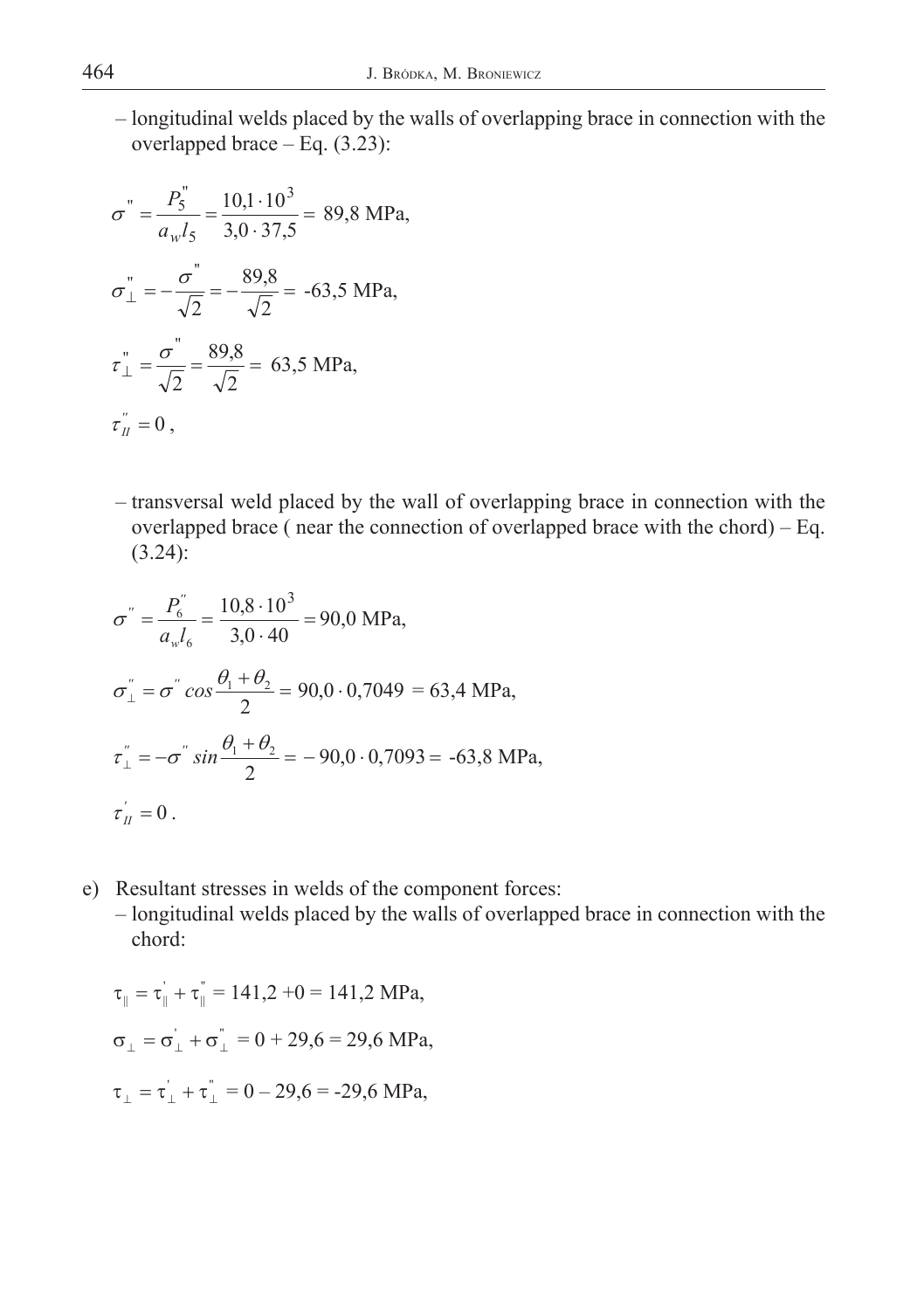– longitudinal welds placed by the walls of overlapping brace in connection with the overlapped brace – Eq. (3.23):

$$\sigma'' = \frac{P_5''}{a_w l_5} = \frac{10{,}1 \cdot 10^3}{3{,}0 \cdot 37{,}5} = 89{,}8 \text{ MPa},$$

$$\sigma_\perp'' = -\frac{\sigma''}{\sqrt{2}} = -\frac{89{,}8}{\sqrt{2}} = -63{,}5 \text{ MPa},$$

$$\tau_\perp'' = \frac{\sigma''}{\sqrt{2}} = \frac{89{,}8}{\sqrt{2}} = 63{,}5 \text{ MPa},$$

$$\tau_{II}'' = 0,$$

– transversal weld placed by the wall of overlapping brace in connection with the overlapped brace ( near the connection of overlapped brace with the chord) – Eq. (3.24):

$$\sigma'' = \frac{P_6''}{a_w l_6} = \frac{10{,}8 \cdot 10^3}{3{,}0 \cdot 40} = 90{,}0 \text{ MPa},$$

$$\sigma_\perp'' = \sigma'' \cos\frac{\theta_1 + \theta_2}{2} = 90{,}0 \cdot 0{,}7049 = 63{,}4 \text{ MPa},$$

$$\tau_\perp'' = -\sigma'' \sin\frac{\theta_1 + \theta_2}{2} = -90{,}0 \cdot 0{,}7093 = -63{,}8 \text{ MPa},$$

$$\tau_{II}' = 0.$$

e) Resultant stresses in welds of the component forces:

– longitudinal welds placed by the walls of overlapped brace in connection with the chord:

$$\tau_\parallel = \tau_\parallel' + \tau_\parallel'' = 141{,}2 + 0 = 141{,}2 \text{ MPa},$$

$$\sigma_\perp = \sigma_\perp' + \sigma_\perp'' = 0 + 29{,}6 = 29{,}6 \text{ MPa},$$

$$\tau_\perp = \tau_\perp' + \tau_\perp'' = 0 - 29{,}6 = -29{,}6 \text{ MPa},$$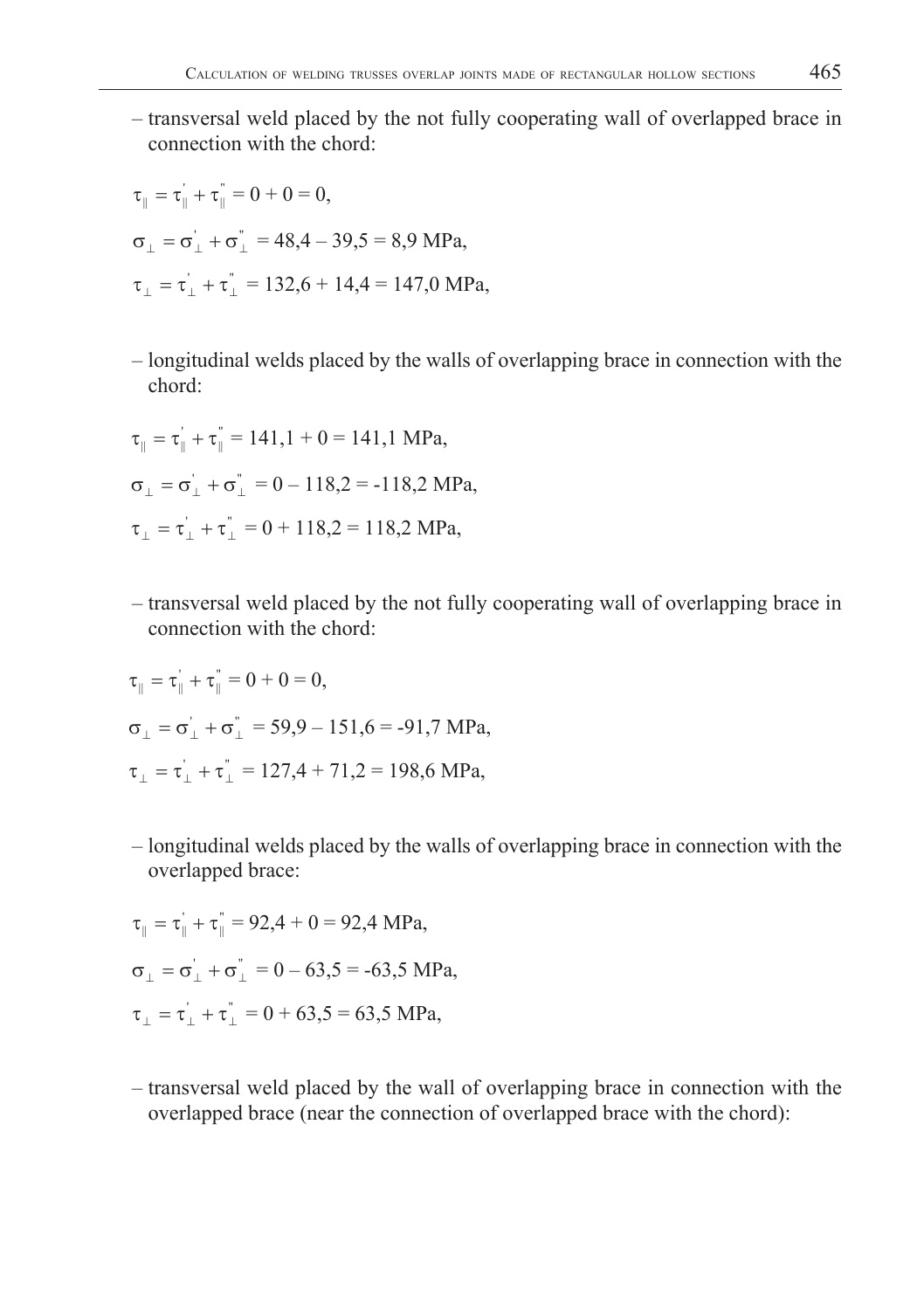– transversal weld placed by the not fully cooperating wall of overlapped brace in connection with the chord:

$$\tau_{\parallel} = \tau_{\parallel}^{'} + \tau_{\parallel}^{''} = 0 + 0 = 0,$$

$$\sigma_{\perp} = \sigma_{\perp}^{'} + \sigma_{\perp}^{''} = 48{,}4 - 39{,}5 = 8{,}9 \text{ MPa},$$

$$\tau_{\perp} = \tau_{\perp}^{'} + \tau_{\perp}^{''} = 132{,}6 + 14{,}4 = 147{,}0 \text{ MPa},$$

– longitudinal welds placed by the walls of overlapping brace in connection with the chord:

$$\tau_{\parallel} = \tau_{\parallel}^{'} + \tau_{\parallel}^{''} = 141{,}1 + 0 = 141{,}1 \text{ MPa},$$

$$\sigma_{\perp} = \sigma_{\perp}^{'} + \sigma_{\perp}^{''} = 0 - 118{,}2 = -118{,}2 \text{ MPa},$$

$$\tau_{\perp} = \tau_{\perp}^{'} + \tau_{\perp}^{''} = 0 + 118{,}2 = 118{,}2 \text{ MPa},$$

– transversal weld placed by the not fully cooperating wall of overlapping brace in connection with the chord:

$$\tau_{\parallel} = \tau_{\parallel}^{'} + \tau_{\parallel}^{''} = 0 + 0 = 0,$$

$$\sigma_{\perp} = \sigma_{\perp}^{'} + \sigma_{\perp}^{''} = 59{,}9 - 151{,}6 = -91{,}7 \text{ MPa},$$

$$\tau_{\perp} = \tau_{\perp}^{'} + \tau_{\perp}^{''} = 127{,}4 + 71{,}2 = 198{,}6 \text{ MPa},$$

– longitudinal welds placed by the walls of overlapping brace in connection with the overlapped brace:

$$\tau_{\parallel} = \tau_{\parallel}^{'} + \tau_{\parallel}^{''} = 92{,}4 + 0 = 92{,}4 \text{ MPa},$$

$$\sigma_{\perp} = \sigma_{\perp}^{'} + \sigma_{\perp}^{''} = 0 - 63{,}5 = -63{,}5 \text{ MPa},$$

$$\tau_{\perp} = \tau_{\perp}^{'} + \tau_{\perp}^{''} = 0 + 63{,}5 = 63{,}5 \text{ MPa},$$

– transversal weld placed by the wall of overlapping brace in connection with the overlapped brace (near the connection of overlapped brace with the chord):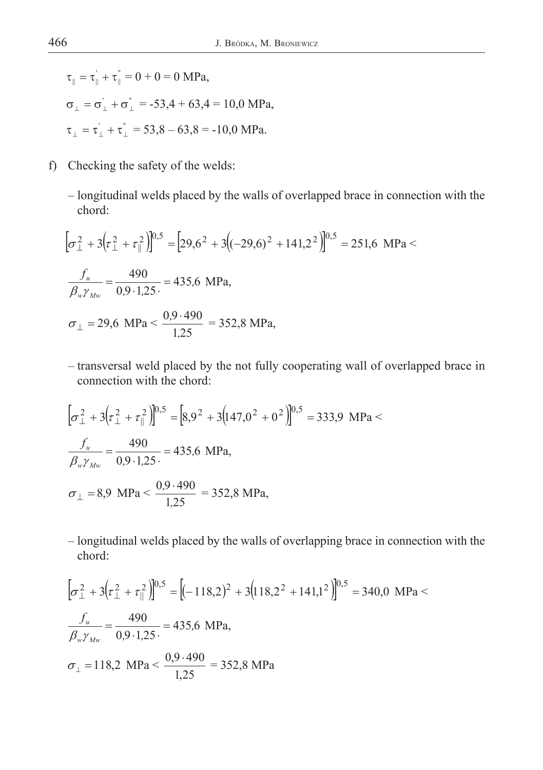$$\tau_{\parallel} = \tau_{\parallel}^{'} + \tau_{\parallel}^{"} = 0 + 0 = 0 \text{ MPa},$$

$$\sigma_{\perp} = \sigma_{\perp}^{'} + \sigma_{\perp}^{"} = -53{,}4 + 63{,}4 = 10{,}0 \text{ MPa},$$

$$\tau_{\perp} = \tau_{\perp}^{'} + \tau_{\perp}^{"} = 53{,}8 - 63{,}8 = -10{,}0 \text{ MPa}.$$

f) Checking the safety of the welds:

– longitudinal welds placed by the walls of overlapped brace in connection with the chord:

$$\left[\sigma_{\perp}^{2} + 3\left(\tau_{\perp}^{2} + \tau_{\parallel}^{2}\right)\right]^{0,5} = \left[29{,}6^{2} + 3\left((-29{,}6)^{2} + 141{,}2^{2}\right)\right]^{0,5} = 251{,}6 \text{ MPa} <$$

$$\frac{f_u}{\beta_w \gamma_{Mw}} = \frac{490}{0{,}9 \cdot 1{,}25 \cdot} = 435{,}6 \text{ MPa},$$

$$\sigma_{\perp} = 29{,}6 \text{ MPa} < \frac{0{,}9 \cdot 490}{1{,}25} = 352{,}8 \text{ MPa},$$

– transversal weld placed by the not fully cooperating wall of overlapped brace in connection with the chord:

$$\left[\sigma_{\perp}^{2} + 3\left(\tau_{\perp}^{2} + \tau_{\parallel}^{2}\right)\right]^{0,5} = \left[8{,}9^{2} + 3\left(147{,}0^{2} + 0^{2}\right)\right]^{0,5} = 333{,}9 \text{ MPa} <$$

$$\frac{f_u}{\beta_w \gamma_{Mw}} = \frac{490}{0{,}9 \cdot 1{,}25 \cdot} = 435{,}6 \text{ MPa},$$

$$\sigma_{\perp} = 8{,}9 \text{ MPa} < \frac{0{,}9 \cdot 490}{1{,}25} = 352{,}8 \text{ MPa},$$

– longitudinal welds placed by the walls of overlapping brace in connection with the chord:

$$\left[\sigma_{\perp}^{2} + 3\left(\tau_{\perp}^{2} + \tau_{\parallel}^{2}\right)\right]^{0,5} = \left[(-118{,}2)^{2} + 3\left(118{,}2^{2} + 141{,}1^{2}\right)\right]^{0,5} = 340{,}0 \text{ MPa} <$$

$$\frac{f_u}{\beta_w \gamma_{Mw}} = \frac{490}{0{,}9 \cdot 1{,}25 \cdot} = 435{,}6 \text{ MPa},$$

$$\sigma_{\perp} = 118{,}2 \text{ MPa} < \frac{0{,}9 \cdot 490}{1{,}25} = 352{,}8 \text{ MPa}$$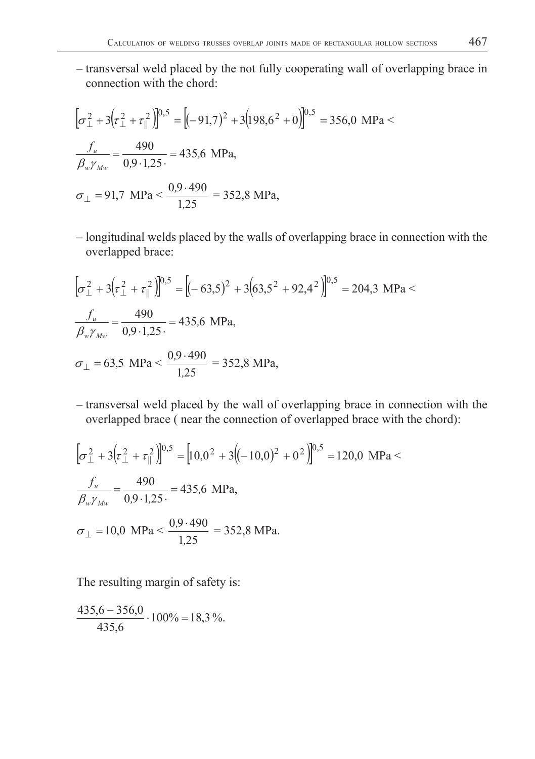– transversal weld placed by the not fully cooperating wall of overlapping brace in connection with the chord:

$$\left[\sigma_{\perp}^{2}+3\left(\tau_{\perp}^{2}+\tau_{||}^{2}\right)\right]^{0,5}=\left[(-91,7)^{2}+3\left(198,6^{2}+0\right)\right]^{0,5}=356,0\ \text{MPa}<$$

$$\frac{f_{u}}{\beta_{w}\gamma_{Mw}}=\frac{490}{0,9\cdot 1,25\cdot}=435,6\ \text{MPa},$$

$$\sigma_{\perp}=91,7\ \text{MPa}<\frac{0,9\cdot 490}{1,25}=352,8\ \text{MPa},$$

– longitudinal welds placed by the walls of overlapping brace in connection with the overlapped brace:

$$\left[\sigma_{\perp}^{2}+3\left(\tau_{\perp}^{2}+\tau_{||}^{2}\right)\right]^{0,5}=\left[(-63,5)^{2}+3\left(63,5^{2}+92,4^{2}\right)\right]^{0,5}=204,3\ \text{MPa}<$$

$$\frac{f_{u}}{\beta_{w}\gamma_{Mw}}=\frac{490}{0,9\cdot 1,25\cdot}=435,6\ \text{MPa},$$

$$\sigma_{\perp}=63,5\ \text{MPa}<\frac{0,9\cdot 490}{1,25}=352,8\ \text{MPa},$$

– transversal weld placed by the wall of overlapping brace in connection with the overlapped brace ( near the connection of overlapped brace with the chord):

$$\left[\sigma_{\perp}^{2}+3\left(\tau_{\perp}^{2}+\tau_{||}^{2}\right)\right]^{0,5}=\left[10,0^{2}+3\left((-10,0)^{2}+0^{2}\right)\right]^{0,5}=120,0\ \text{MPa}<$$

$$\frac{f_{u}}{\beta_{w}\gamma_{Mw}}=\frac{490}{0,9\cdot 1,25\cdot}=435,6\ \text{MPa},$$

$$\sigma_{\perp}=10,0\ \text{MPa}<\frac{0,9\cdot 490}{1,25}=352,8\ \text{MPa}.$$

The resulting margin of safety is:

$$\frac{435,6-356,0}{435,6}\cdot 100\%=18,3\,\%.$$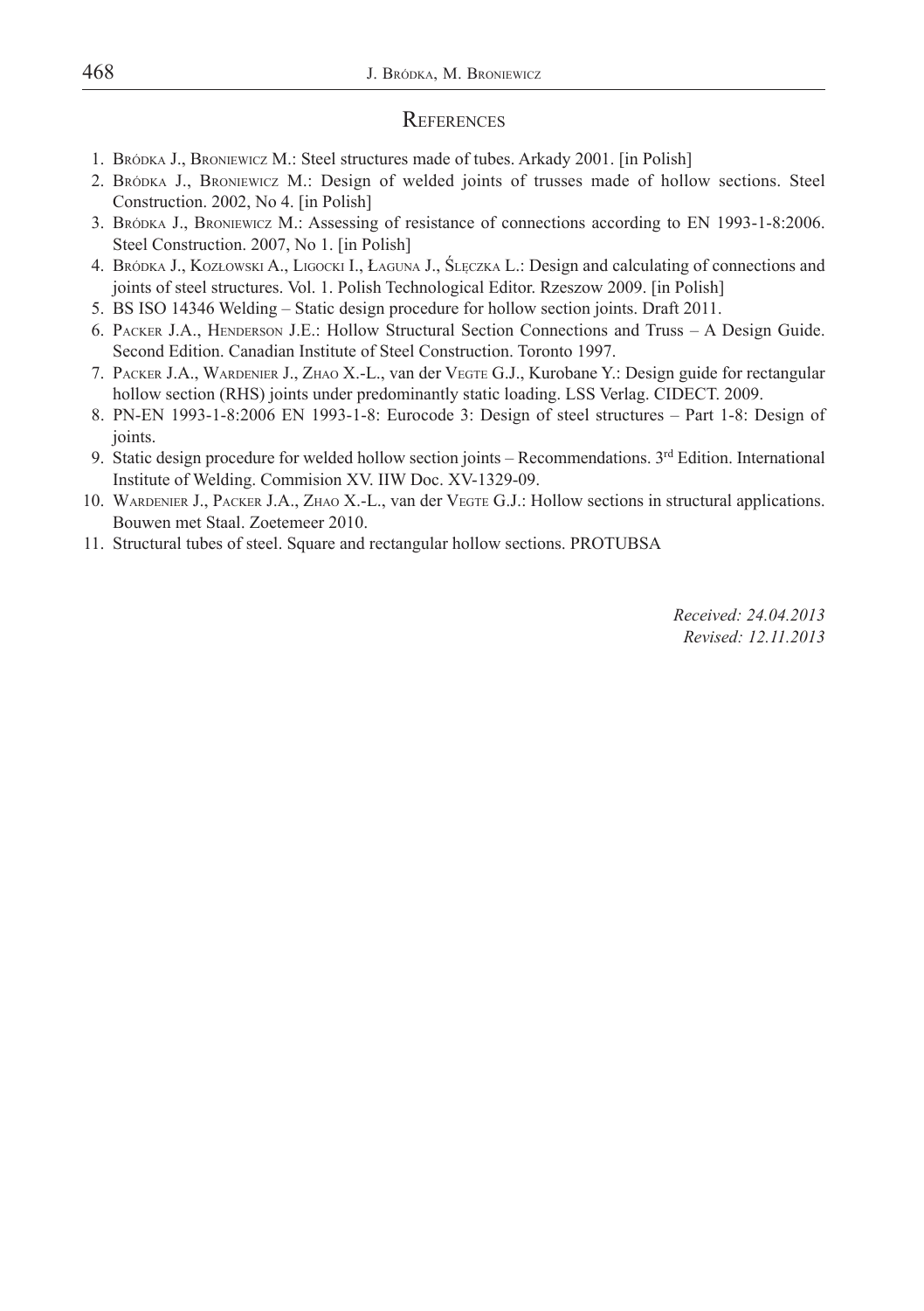## References

1. Bródka J., Broniewicz M.: Steel structures made of tubes. Arkady 2001. [in Polish]
2. Bródka J., Broniewicz M.: Design of welded joints of trusses made of hollow sections. Steel Construction. 2002, No 4. [in Polish]
3. Bródka J., Broniewicz M.: Assessing of resistance of connections according to EN 1993-1-8:2006. Steel Construction. 2007, No 1. [in Polish]
4. Bródka J., Kozłowski A., Ligocki I., Łaguna J., Ślęczka L.: Design and calculating of connections and joints of steel structures. Vol. 1. Polish Technological Editor. Rzeszow 2009. [in Polish]
5. BS ISO 14346 Welding – Static design procedure for hollow section joints. Draft 2011.
6. Packer J.A., Henderson J.E.: Hollow Structural Section Connections and Truss – A Design Guide. Second Edition. Canadian Institute of Steel Construction. Toronto 1997.
7. Packer J.A., Wardenier J., Zhao X.-L., van der Vegte G.J., Kurobane Y.: Design guide for rectangular hollow section (RHS) joints under predominantly static loading. LSS Verlag. CIDECT. 2009.
8. PN-EN 1993-1-8:2006 EN 1993-1-8: Eurocode 3: Design of steel structures – Part 1-8: Design of joints.
9. Static design procedure for welded hollow section joints – Recommendations. 3rd Edition. International Institute of Welding. Commision XV. IIW Doc. XV-1329-09.
10. Wardenier J., Packer J.A., Zhao X.-L., van der Vegte G.J.: Hollow sections in structural applications. Bouwen met Staal. Zoetemeer 2010.
11. Structural tubes of steel. Square and rectangular hollow sections. PROTUBSA

*Received: 24.04.2013*
*Revised: 12.11.2013*